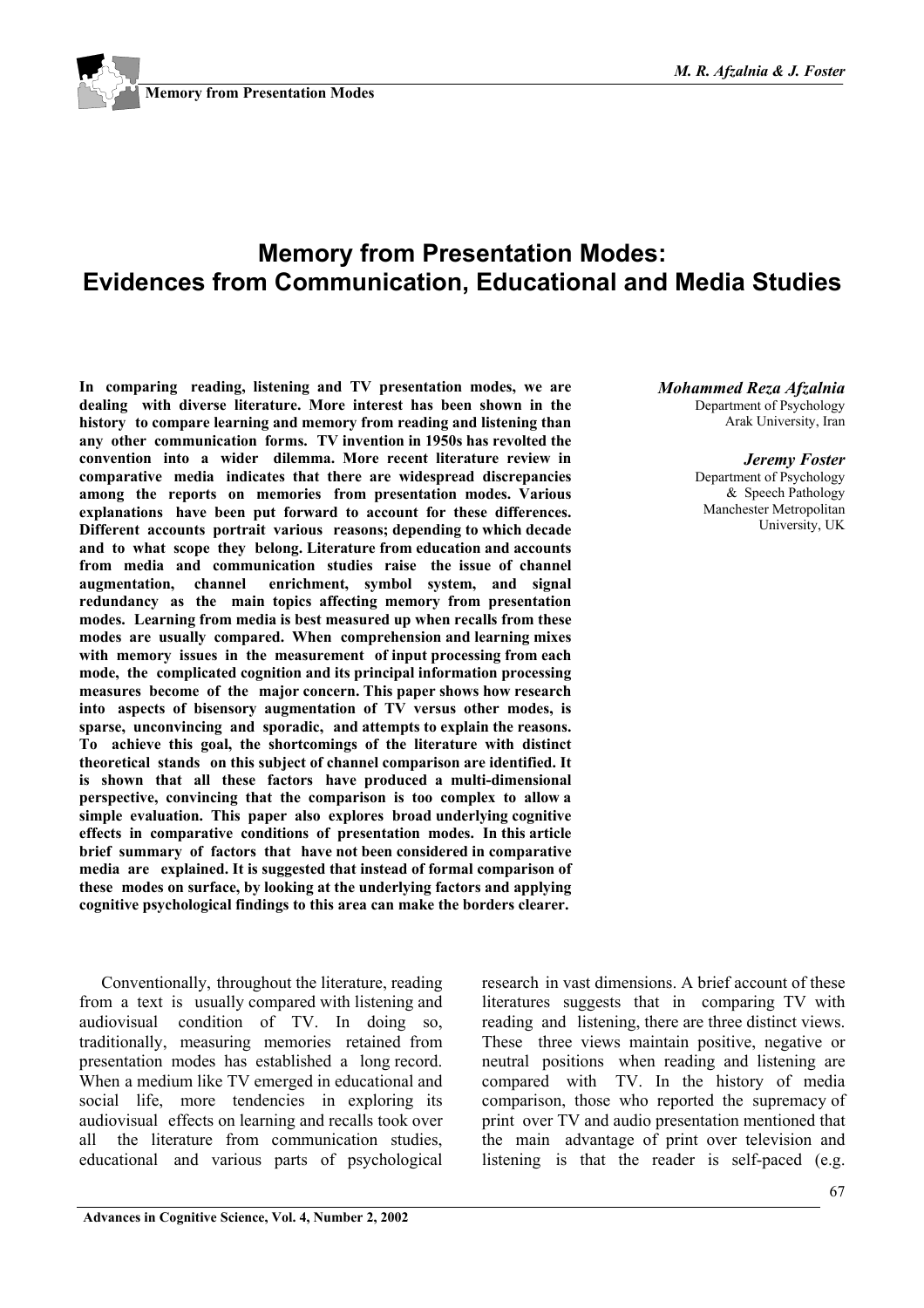# Memory from Presentation Modes: Evidences from Communication, Educational and Media Studies

***Mohammed Reza Afzalnia***
Department of Psychology
Arak University, Iran

***Jeremy Foster***
Department of Psychology & Speech Pathology
Manchester Metropolitan University, UK

**In comparing reading, listening and TV presentation modes, we are dealing with diverse literature. More interest has been shown in the history to compare learning and memory from reading and listening than any other communication forms. TV invention in 1950s has revolted the convention into a wider dilemma. More recent literature review in comparative media indicates that there are widespread discrepancies among the reports on memories from presentation modes. Various explanations have been put forward to account for these differences. Different accounts portrait various reasons; depending to which decade and to what scope they belong. Literature from education and accounts from media and communication studies raise the issue of channel augmentation, channel enrichment, symbol system, and signal redundancy as the main topics affecting memory from presentation modes. Learning from media is best measured up when recalls from these modes are usually compared. When comprehension and learning mixes with memory issues in the measurement of input processing from each mode, the complicated cognition and its principal information processing measures become of the major concern. This paper shows how research into aspects of bisensory augmentation of TV versus other modes, is sparse, unconvincing and sporadic, and attempts to explain the reasons. To achieve this goal, the shortcomings of the literature with distinct theoretical stands on this subject of channel comparison are identified. It is shown that all these factors have produced a multi-dimensional perspective, convincing that the comparison is too complex to allow a simple evaluation. This paper also explores broad underlying cognitive effects in comparative conditions of presentation modes. In this article brief summary of factors that have not been considered in comparative media are explained. It is suggested that instead of formal comparison of these modes on surface, by looking at the underlying factors and applying cognitive psychological findings to this area can make the borders clearer.**

Conventionally, throughout the literature, reading from a text is usually compared with listening and audiovisual condition of TV. In doing so, traditionally, measuring memories retained from presentation modes has established a long record. When a medium like TV emerged in educational and social life, more tendencies in exploring its audiovisual effects on learning and recalls took over all the literature from communication studies, educational and various parts of psychological research in vast dimensions. A brief account of these literatures suggests that in comparing TV with reading and listening, there are three distinct views. These three views maintain positive, negative or neutral positions when reading and listening are compared with TV. In the history of media comparison, those who reported the supremacy of print over TV and audio presentation mentioned that the main advantage of print over television and listening is that the reader is self-paced (e.g.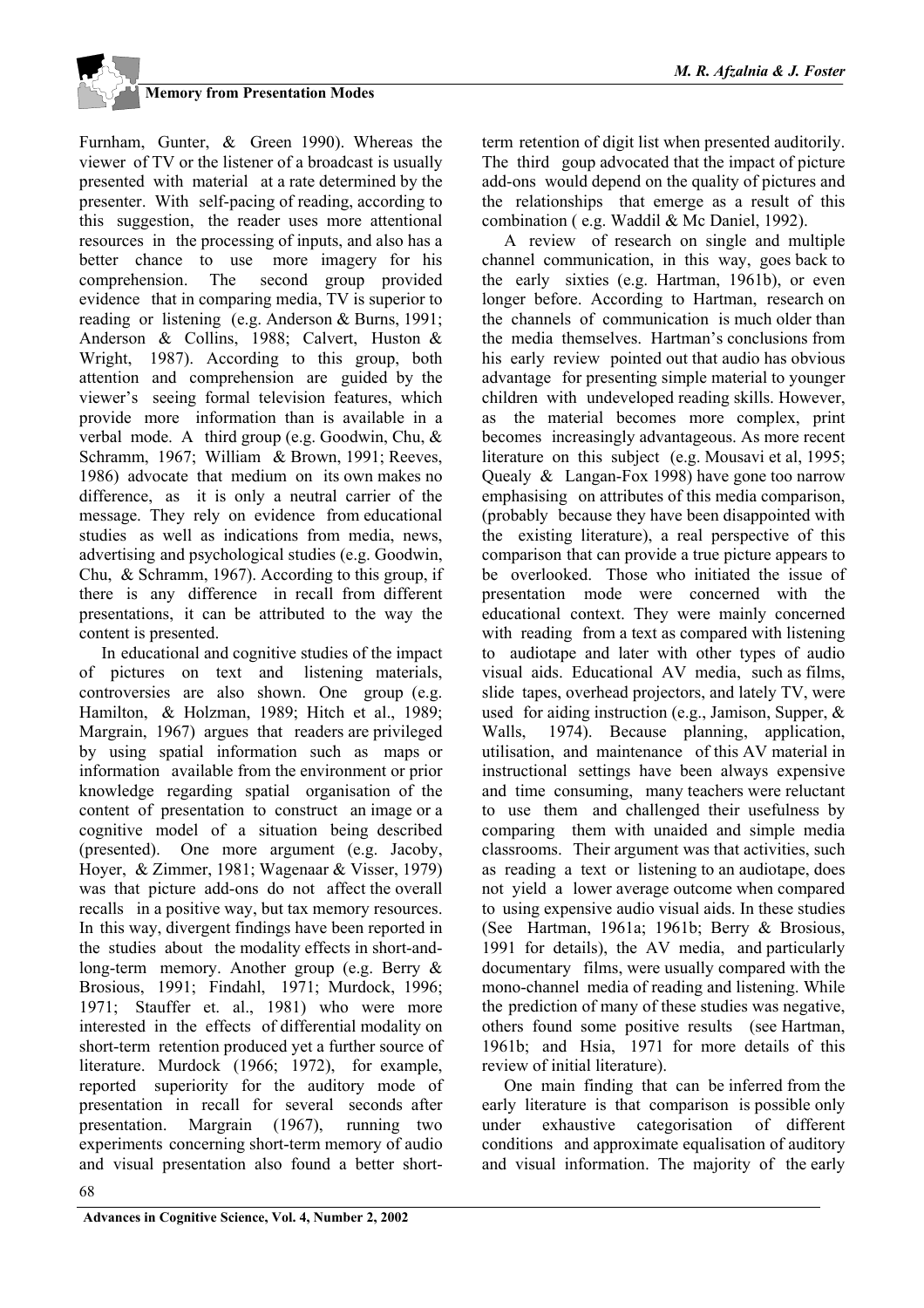Furnham, Gunter, & Green 1990). Whereas the viewer of TV or the listener of a broadcast is usually presented with material at a rate determined by the presenter. With self-pacing of reading, according to this suggestion, the reader uses more attentional resources in the processing of inputs, and also has a better chance to use more imagery for his comprehension. The second group provided evidence that in comparing media, TV is superior to reading or listening (e.g. Anderson & Burns, 1991; Anderson & Collins, 1988; Calvert, Huston & Wright, 1987). According to this group, both attention and comprehension are guided by the viewer's seeing formal television features, which provide more information than is available in a verbal mode. A third group (e.g. Goodwin, Chu, & Schramm, 1967; William & Brown, 1991; Reeves, 1986) advocate that medium on its own makes no difference, as it is only a neutral carrier of the message. They rely on evidence from educational studies as well as indications from media, news, advertising and psychological studies (e.g. Goodwin, Chu, & Schramm, 1967). According to this group, if there is any difference in recall from different presentations, it can be attributed to the way the content is presented.

In educational and cognitive studies of the impact of pictures on text and listening materials, controversies are also shown. One group (e.g. Hamilton, & Holzman, 1989; Hitch et al., 1989; Margrain, 1967) argues that readers are privileged by using spatial information such as maps or information available from the environment or prior knowledge regarding spatial organisation of the content of presentation to construct an image or a cognitive model of a situation being described (presented). One more argument (e.g. Jacoby, Hoyer, & Zimmer, 1981; Wagenaar & Visser, 1979) was that picture add-ons do not affect the overall recalls in a positive way, but tax memory resources. In this way, divergent findings have been reported in the studies about the modality effects in short-and-long-term memory. Another group (e.g. Berry & Brosious, 1991; Findahl, 1971; Murdock, 1996; 1971; Stauffer et. al., 1981) who were more interested in the effects of differential modality on short-term retention produced yet a further source of literature. Murdock (1966; 1972), for example, reported superiority for the auditory mode of presentation in recall for several seconds after presentation. Margrain (1967), running two experiments concerning short-term memory of audio and visual presentation also found a better short-term retention of digit list when presented auditorily. The third goup advocated that the impact of picture add-ons would depend on the quality of pictures and the relationships that emerge as a result of this combination ( e.g. Waddil & Mc Daniel, 1992).

A review of research on single and multiple channel communication, in this way, goes back to the early sixties (e.g. Hartman, 1961b), or even longer before. According to Hartman, research on the channels of communication is much older than the media themselves. Hartman's conclusions from his early review pointed out that audio has obvious advantage for presenting simple material to younger children with undeveloped reading skills. However, as the material becomes more complex, print becomes increasingly advantageous. As more recent literature on this subject (e.g. Mousavi et al, 1995; Quealy & Langan-Fox 1998) have gone too narrow emphasising on attributes of this media comparison, (probably because they have been disappointed with the existing literature), a real perspective of this comparison that can provide a true picture appears to be overlooked. Those who initiated the issue of presentation mode were concerned with the educational context. They were mainly concerned with reading from a text as compared with listening to audiotape and later with other types of audio visual aids. Educational AV media, such as films, slide tapes, overhead projectors, and lately TV, were used for aiding instruction (e.g., Jamison, Supper, & Walls, 1974). Because planning, application, utilisation, and maintenance of this AV material in instructional settings have been always expensive and time consuming, many teachers were reluctant to use them and challenged their usefulness by comparing them with unaided and simple media classrooms. Their argument was that activities, such as reading a text or listening to an audiotape, does not yield a lower average outcome when compared to using expensive audio visual aids. In these studies (See Hartman, 1961a; 1961b; Berry & Brosious, 1991 for details), the AV media, and particularly documentary films, were usually compared with the mono-channel media of reading and listening. While the prediction of many of these studies was negative, others found some positive results (see Hartman, 1961b; and Hsia, 1971 for more details of this review of initial literature).

One main finding that can be inferred from the early literature is that comparison is possible only under exhaustive categorisation of different conditions and approximate equalisation of auditory and visual information. The majority of the early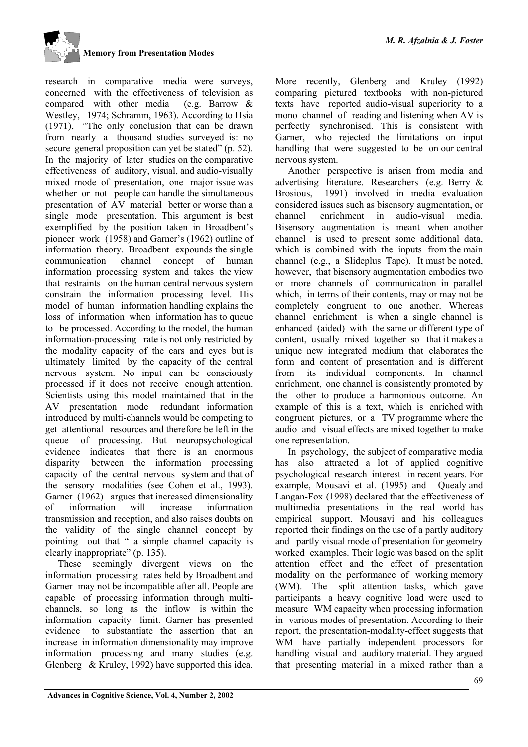research in comparative media were surveys, concerned with the effectiveness of television as compared with other media (e.g. Barrow & Westley, 1974; Schramm, 1963). According to Hsia (1971), "The only conclusion that can be drawn from nearly a thousand studies surveyed is: no secure general proposition can yet be stated" (p. 52). In the majority of later studies on the comparative effectiveness of auditory, visual, and audio-visually mixed mode of presentation, one major issue was whether or not people can handle the simultaneous presentation of AV material better or worse than a single mode presentation. This argument is best exemplified by the position taken in Broadbent's pioneer work (1958) and Garner's (1962) outline of information theory. Broadbent expounds the single communication channel concept of human information processing system and takes the view that restraints on the human central nervous system constrain the information processing level. His model of human information handling explains the loss of information when information has to queue to be processed. According to the model, the human information-processing rate is not only restricted by the modality capacity of the ears and eyes but is ultimately limited by the capacity of the central nervous system. No input can be consciously processed if it does not receive enough attention. Scientists using this model maintained that in the AV presentation mode redundant information introduced by multi-channels would be competing to get attentional resources and therefore be left in the queue of processing. But neuropsychological evidence indicates that there is an enormous disparity between the information processing capacity of the central nervous system and that of the sensory modalities (see Cohen et al., 1993). Garner (1962) argues that increased dimensionality of information will increase information transmission and reception, and also raises doubts on the validity of the single channel concept by pointing out that " a simple channel capacity is clearly inappropriate" (p. 135).

These seemingly divergent views on the information processing rates held by Broadbent and Garner may not be incompatible after all. People are capable of processing information through multi-channels, so long as the inflow is within the information capacity limit. Garner has presented evidence to substantiate the assertion that an increase in information dimensionality may improve information processing and many studies (e.g. Glenberg & Kruley, 1992) have supported this idea. More recently, Glenberg and Kruley (1992) comparing pictured textbooks with non-pictured texts have reported audio-visual superiority to a mono channel of reading and listening when AV is perfectly synchronised. This is consistent with Garner, who rejected the limitations on input handling that were suggested to be on our central nervous system.

Another perspective is arisen from media and advertising literature. Researchers (e.g. Berry & Brosious, 1991) involved in media evaluation considered issues such as bisensory augmentation, or channel enrichment in audio-visual media. Bisensory augmentation is meant when another channel is used to present some additional data, which is combined with the inputs from the main channel (e.g., a Slideplus Tape). It must be noted, however, that bisensory augmentation embodies two or more channels of communication in parallel which, in terms of their contents, may or may not be completely congruent to one another. Whereas channel enrichment is when a single channel is enhanced (aided) with the same or different type of content, usually mixed together so that it makes a unique new integrated medium that elaborates the form and content of presentation and is different from its individual components. In channel enrichment, one channel is consistently promoted by the other to produce a harmonious outcome. An example of this is a text, which is enriched with congruent pictures, or a TV programme where the audio and visual effects are mixed together to make one representation.

In psychology, the subject of comparative media has also attracted a lot of applied cognitive psychological research interest in recent years. For example, Mousavi et al. (1995) and Quealy and Langan-Fox (1998) declared that the effectiveness of multimedia presentations in the real world has empirical support. Mousavi and his colleagues reported their findings on the use of a partly auditory and partly visual mode of presentation for geometry worked examples. Their logic was based on the split attention effect and the effect of presentation modality on the performance of working memory (WM). The split attention tasks, which gave participants a heavy cognitive load were used to measure WM capacity when processing information in various modes of presentation. According to their report, the presentation-modality-effect suggests that WM have partially independent processors for handling visual and auditory material. They argued that presenting material in a mixed rather than a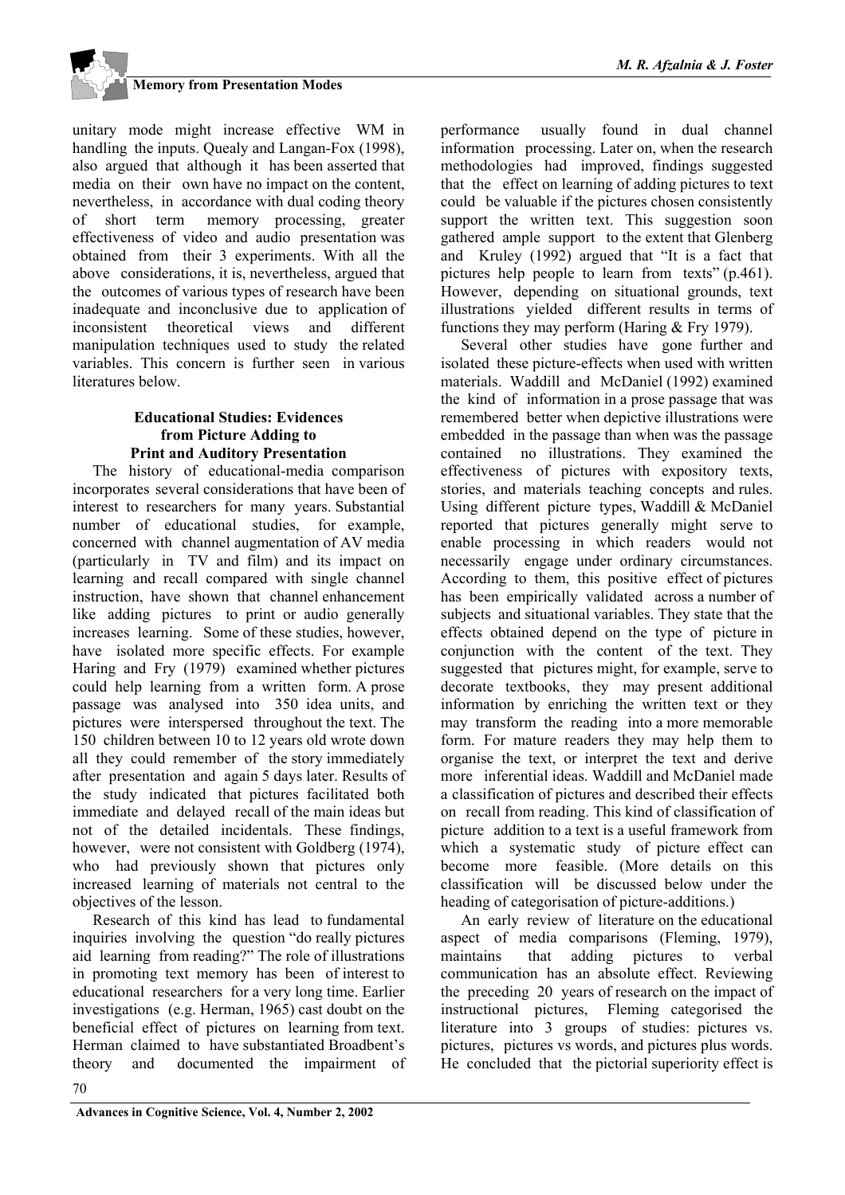unitary mode might increase effective WM in handling the inputs. Quealy and Langan-Fox (1998), also argued that although it has been asserted that media on their own have no impact on the content, nevertheless, in accordance with dual coding theory of short term memory processing, greater effectiveness of video and audio presentation was obtained from their 3 experiments. With all the above considerations, it is, nevertheless, argued that the outcomes of various types of research have been inadequate and inconclusive due to application of inconsistent theoretical views and different manipulation techniques used to study the related variables. This concern is further seen in various literatures below.

### Educational Studies: Evidences from Picture Adding to Print and Auditory Presentation

The history of educational-media comparison incorporates several considerations that have been of interest to researchers for many years. Substantial number of educational studies, for example, concerned with channel augmentation of AV media (particularly in TV and film) and its impact on learning and recall compared with single channel instruction, have shown that channel enhancement like adding pictures to print or audio generally increases learning. Some of these studies, however, have isolated more specific effects. For example Haring and Fry (1979) examined whether pictures could help learning from a written form. A prose passage was analysed into 350 idea units, and pictures were interspersed throughout the text. The 150 children between 10 to 12 years old wrote down all they could remember of the story immediately after presentation and again 5 days later. Results of the study indicated that pictures facilitated both immediate and delayed recall of the main ideas but not of the detailed incidentals. These findings, however, were not consistent with Goldberg (1974), who had previously shown that pictures only increased learning of materials not central to the objectives of the lesson.

Research of this kind has lead to fundamental inquiries involving the question "do really pictures aid learning from reading?" The role of illustrations in promoting text memory has been of interest to educational researchers for a very long time. Earlier investigations (e.g. Herman, 1965) cast doubt on the beneficial effect of pictures on learning from text. Herman claimed to have substantiated Broadbent's theory and documented the impairment of performance usually found in dual channel information processing. Later on, when the research methodologies had improved, findings suggested that the effect on learning of adding pictures to text could be valuable if the pictures chosen consistently support the written text. This suggestion soon gathered ample support to the extent that Glenberg and Kruley (1992) argued that "It is a fact that pictures help people to learn from texts" (p.461). However, depending on situational grounds, text illustrations yielded different results in terms of functions they may perform (Haring & Fry 1979).

Several other studies have gone further and isolated these picture-effects when used with written materials. Waddill and McDaniel (1992) examined the kind of information in a prose passage that was remembered better when depictive illustrations were embedded in the passage than when was the passage contained no illustrations. They examined the effectiveness of pictures with expository texts, stories, and materials teaching concepts and rules. Using different picture types, Waddill & McDaniel reported that pictures generally might serve to enable processing in which readers would not necessarily engage under ordinary circumstances. According to them, this positive effect of pictures has been empirically validated across a number of subjects and situational variables. They state that the effects obtained depend on the type of picture in conjunction with the content of the text. They suggested that pictures might, for example, serve to decorate textbooks, they may present additional information by enriching the written text or they may transform the reading into a more memorable form. For mature readers they may help them to organise the text, or interpret the text and derive more inferential ideas. Waddill and McDaniel made a classification of pictures and described their effects on recall from reading. This kind of classification of picture addition to a text is a useful framework from which a systematic study of picture effect can become more feasible. (More details on this classification will be discussed below under the heading of categorisation of picture-additions.)

An early review of literature on the educational aspect of media comparisons (Fleming, 1979), maintains that adding pictures to verbal communication has an absolute effect. Reviewing the preceding 20 years of research on the impact of instructional pictures, Fleming categorised the literature into 3 groups of studies: pictures vs. pictures, pictures vs words, and pictures plus words. He concluded that the pictorial superiority effect is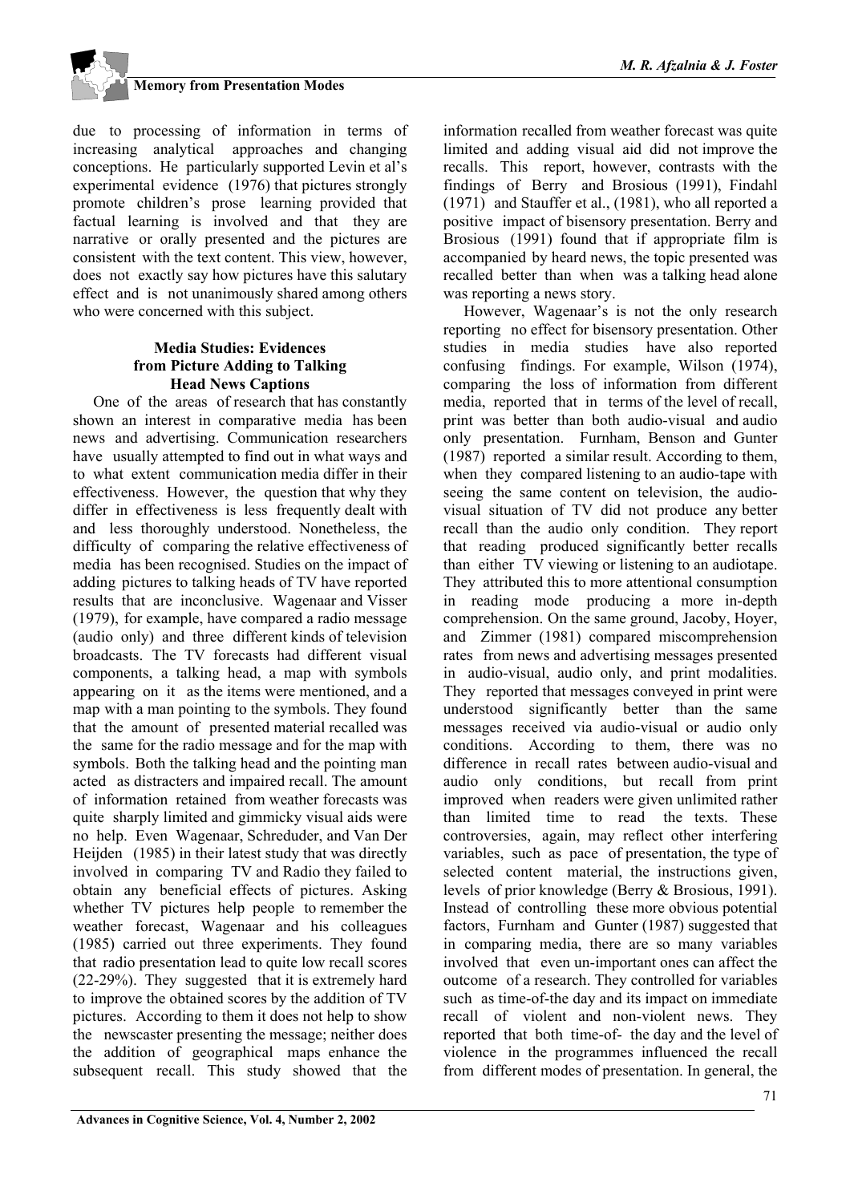due to processing of information in terms of increasing analytical approaches and changing conceptions. He particularly supported Levin et al's experimental evidence (1976) that pictures strongly promote children's prose learning provided that factual learning is involved and that they are narrative or orally presented and the pictures are consistent with the text content. This view, however, does not exactly say how pictures have this salutary effect and is not unanimously shared among others who were concerned with this subject.

### Media Studies: Evidences from Picture Adding to Talking Head News Captions

One of the areas of research that has constantly shown an interest in comparative media has been news and advertising. Communication researchers have usually attempted to find out in what ways and to what extent communication media differ in their effectiveness. However, the question that why they differ in effectiveness is less frequently dealt with and less thoroughly understood. Nonetheless, the difficulty of comparing the relative effectiveness of media has been recognised. Studies on the impact of adding pictures to talking heads of TV have reported results that are inconclusive. Wagenaar and Visser (1979), for example, have compared a radio message (audio only) and three different kinds of television broadcasts. The TV forecasts had different visual components, a talking head, a map with symbols appearing on it as the items were mentioned, and a map with a man pointing to the symbols. They found that the amount of presented material recalled was the same for the radio message and for the map with symbols. Both the talking head and the pointing man acted as distracters and impaired recall. The amount of information retained from weather forecasts was quite sharply limited and gimmicky visual aids were no help. Even Wagenaar, Schreduder, and Van Der Heijden (1985) in their latest study that was directly involved in comparing TV and Radio they failed to obtain any beneficial effects of pictures. Asking whether TV pictures help people to remember the weather forecast, Wagenaar and his colleagues (1985) carried out three experiments. They found that radio presentation lead to quite low recall scores (22-29%). They suggested that it is extremely hard to improve the obtained scores by the addition of TV pictures. According to them it does not help to show the newscaster presenting the message; neither does the addition of geographical maps enhance the subsequent recall. This study showed that the information recalled from weather forecast was quite limited and adding visual aid did not improve the recalls. This report, however, contrasts with the findings of Berry and Brosious (1991), Findahl (1971) and Stauffer et al., (1981), who all reported a positive impact of bisensory presentation. Berry and Brosious (1991) found that if appropriate film is accompanied by heard news, the topic presented was recalled better than when was a talking head alone was reporting a news story.

However, Wagenaar's is not the only research reporting no effect for bisensory presentation. Other studies in media studies have also reported confusing findings. For example, Wilson (1974), comparing the loss of information from different media, reported that in terms of the level of recall, print was better than both audio-visual and audio only presentation. Furnham, Benson and Gunter (1987) reported a similar result. According to them, when they compared listening to an audio-tape with seeing the same content on television, the audio-visual situation of TV did not produce any better recall than the audio only condition. They report that reading produced significantly better recalls than either TV viewing or listening to an audiotape. They attributed this to more attentional consumption in reading mode producing a more in-depth comprehension. On the same ground, Jacoby, Hoyer, and Zimmer (1981) compared miscomprehension rates from news and advertising messages presented in audio-visual, audio only, and print modalities. They reported that messages conveyed in print were understood significantly better than the same messages received via audio-visual or audio only conditions. According to them, there was no difference in recall rates between audio-visual and audio only conditions, but recall from print improved when readers were given unlimited rather than limited time to read the texts. These controversies, again, may reflect other interfering variables, such as pace of presentation, the type of selected content material, the instructions given, levels of prior knowledge (Berry & Brosious, 1991). Instead of controlling these more obvious potential factors, Furnham and Gunter (1987) suggested that in comparing media, there are so many variables involved that even un-important ones can affect the outcome of a research. They controlled for variables such as time-of-the day and its impact on immediate recall of violent and non-violent news. They reported that both time-of- the day and the level of violence in the programmes influenced the recall from different modes of presentation. In general, the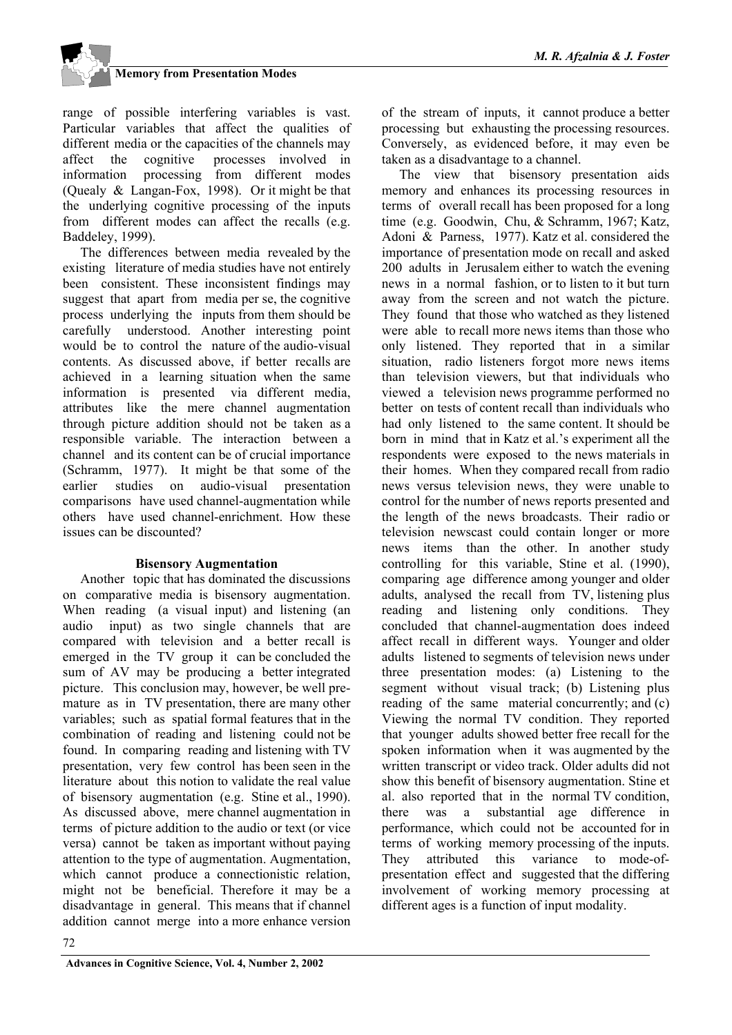range of possible interfering variables is vast. Particular variables that affect the qualities of different media or the capacities of the channels may affect the cognitive processes involved in information processing from different modes (Quealy & Langan-Fox, 1998). Or it might be that the underlying cognitive processing of the inputs from different modes can affect the recalls (e.g. Baddeley, 1999).

The differences between media revealed by the existing literature of media studies have not entirely been consistent. These inconsistent findings may suggest that apart from media per se, the cognitive process underlying the inputs from them should be carefully understood. Another interesting point would be to control the nature of the audio-visual contents. As discussed above, if better recalls are achieved in a learning situation when the same information is presented via different media, attributes like the mere channel augmentation through picture addition should not be taken as a responsible variable. The interaction between a channel and its content can be of crucial importance (Schramm, 1977). It might be that some of the earlier studies on audio-visual presentation comparisons have used channel-augmentation while others have used channel-enrichment. How these issues can be discounted?

### Bisensory Augmentation

Another topic that has dominated the discussions on comparative media is bisensory augmentation. When reading (a visual input) and listening (an audio input) as two single channels that are compared with television and a better recall is emerged in the TV group it can be concluded the sum of AV may be producing a better integrated picture. This conclusion may, however, be well pre-mature as in TV presentation, there are many other variables; such as spatial formal features that in the combination of reading and listening could not be found. In comparing reading and listening with TV presentation, very few control has been seen in the literature about this notion to validate the real value of bisensory augmentation (e.g. Stine et al., 1990). As discussed above, mere channel augmentation in terms of picture addition to the audio or text (or vice versa) cannot be taken as important without paying attention to the type of augmentation. Augmentation, which cannot produce a connectionistic relation, might not be beneficial. Therefore it may be a disadvantage in general. This means that if channel addition cannot merge into a more enhance version of the stream of inputs, it cannot produce a better processing but exhausting the processing resources. Conversely, as evidenced before, it may even be taken as a disadvantage to a channel.

The view that bisensory presentation aids memory and enhances its processing resources in terms of overall recall has been proposed for a long time (e.g. Goodwin, Chu, & Schramm, 1967; Katz, Adoni & Parness, 1977). Katz et al. considered the importance of presentation mode on recall and asked 200 adults in Jerusalem either to watch the evening news in a normal fashion, or to listen to it but turn away from the screen and not watch the picture. They found that those who watched as they listened were able to recall more news items than those who only listened. They reported that in a similar situation, radio listeners forgot more news items than television viewers, but that individuals who viewed a television news programme performed no better on tests of content recall than individuals who had only listened to the same content. It should be born in mind that in Katz et al.'s experiment all the respondents were exposed to the news materials in their homes. When they compared recall from radio news versus television news, they were unable to control for the number of news reports presented and the length of the news broadcasts. Their radio or television newscast could contain longer or more news items than the other. In another study controlling for this variable, Stine et al. (1990), comparing age difference among younger and older adults, analysed the recall from TV, listening plus reading and listening only conditions. They concluded that channel-augmentation does indeed affect recall in different ways. Younger and older adults listened to segments of television news under three presentation modes: (a) Listening to the segment without visual track; (b) Listening plus reading of the same material concurrently; and (c) Viewing the normal TV condition. They reported that younger adults showed better free recall for the spoken information when it was augmented by the written transcript or video track. Older adults did not show this benefit of bisensory augmentation. Stine et al. also reported that in the normal TV condition, there was a substantial age difference in performance, which could not be accounted for in terms of working memory processing of the inputs. They attributed this variance to mode-of-presentation effect and suggested that the differing involvement of working memory processing at different ages is a function of input modality.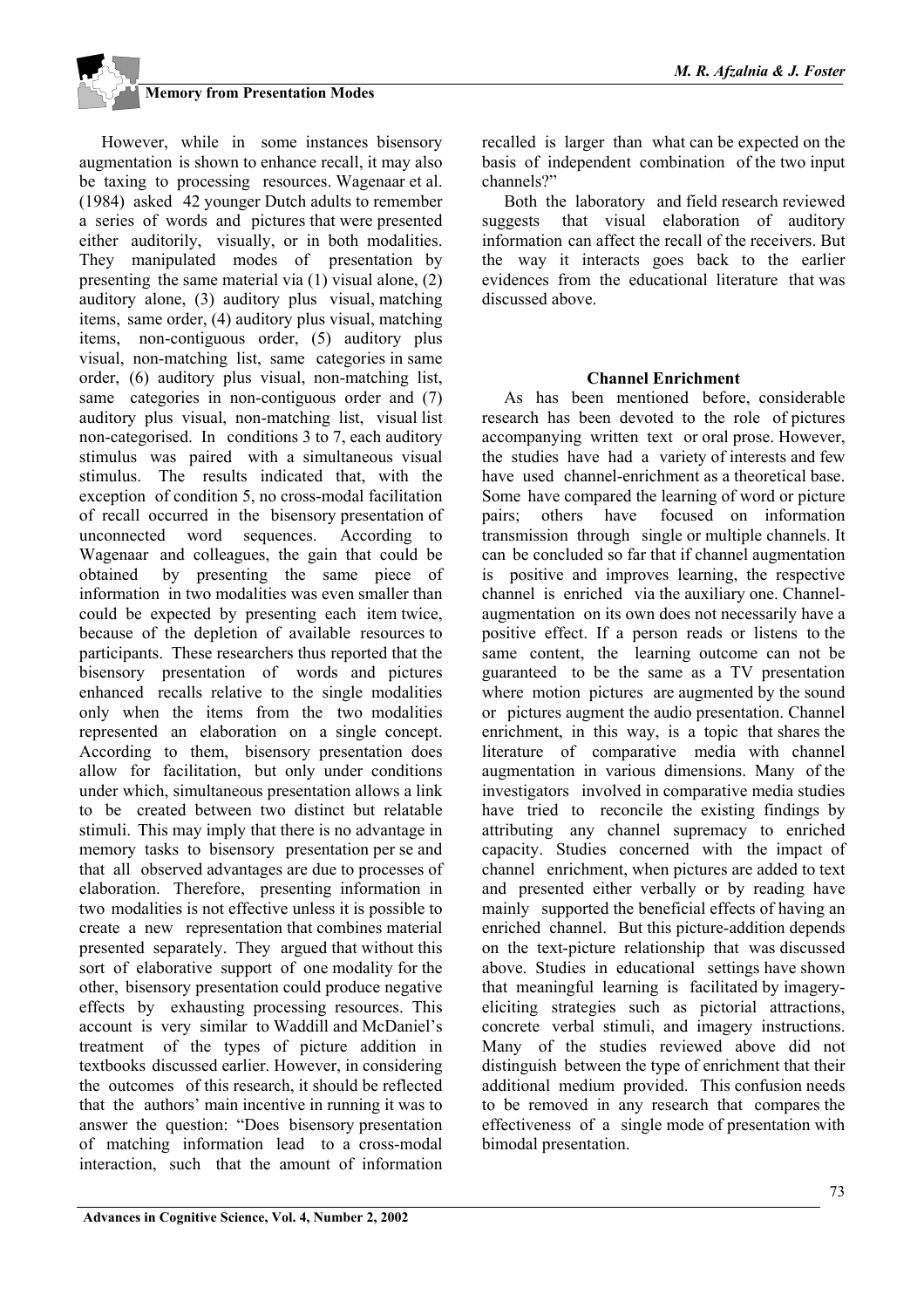However, while in some instances bisensory augmentation is shown to enhance recall, it may also be taxing to processing resources. Wagenaar et al. (1984) asked 42 younger Dutch adults to remember a series of words and pictures that were presented either auditorily, visually, or in both modalities. They manipulated modes of presentation by presenting the same material via (1) visual alone, (2) auditory alone, (3) auditory plus visual, matching items, same order, (4) auditory plus visual, matching items, non-contiguous order, (5) auditory plus visual, non-matching list, same categories in same order, (6) auditory plus visual, non-matching list, same categories in non-contiguous order and (7) auditory plus visual, non-matching list, visual list non-categorised. In conditions 3 to 7, each auditory stimulus was paired with a simultaneous visual stimulus. The results indicated that, with the exception of condition 5, no cross-modal facilitation of recall occurred in the bisensory presentation of unconnected word sequences. According to Wagenaar and colleagues, the gain that could be obtained by presenting the same piece of information in two modalities was even smaller than could be expected by presenting each item twice, because of the depletion of available resources to participants. These researchers thus reported that the bisensory presentation of words and pictures enhanced recalls relative to the single modalities only when the items from the two modalities represented an elaboration on a single concept. According to them, bisensory presentation does allow for facilitation, but only under conditions under which, simultaneous presentation allows a link to be created between two distinct but relatable stimuli. This may imply that there is no advantage in memory tasks to bisensory presentation per se and that all observed advantages are due to processes of elaboration. Therefore, presenting information in two modalities is not effective unless it is possible to create a new representation that combines material presented separately. They argued that without this sort of elaborative support of one modality for the other, bisensory presentation could produce negative effects by exhausting processing resources. This account is very similar to Waddill and McDaniel's treatment of the types of picture addition in textbooks discussed earlier. However, in considering the outcomes of this research, it should be reflected that the authors' main incentive in running it was to answer the question: "Does bisensory presentation of matching information lead to a cross-modal interaction, such that the amount of information recalled is larger than what can be expected on the basis of independent combination of the two input channels?"

Both the laboratory and field research reviewed suggests that visual elaboration of auditory information can affect the recall of the receivers. But the way it interacts goes back to the earlier evidences from the educational literature that was discussed above.

## Channel Enrichment

As has been mentioned before, considerable research has been devoted to the role of pictures accompanying written text or oral prose. However, the studies have had a variety of interests and few have used channel-enrichment as a theoretical base. Some have compared the learning of word or picture pairs; others have focused on information transmission through single or multiple channels. It can be concluded so far that if channel augmentation is positive and improves learning, the respective channel is enriched via the auxiliary one. Channel-augmentation on its own does not necessarily have a positive effect. If a person reads or listens to the same content, the learning outcome can not be guaranteed to be the same as a TV presentation where motion pictures are augmented by the sound or pictures augment the audio presentation. Channel enrichment, in this way, is a topic that shares the literature of comparative media with channel augmentation in various dimensions. Many of the investigators involved in comparative media studies have tried to reconcile the existing findings by attributing any channel supremacy to enriched capacity. Studies concerned with the impact of channel enrichment, when pictures are added to text and presented either verbally or by reading have mainly supported the beneficial effects of having an enriched channel. But this picture-addition depends on the text-picture relationship that was discussed above. Studies in educational settings have shown that meaningful learning is facilitated by imagery-eliciting strategies such as pictorial attractions, concrete verbal stimuli, and imagery instructions. Many of the studies reviewed above did not distinguish between the type of enrichment that their additional medium provided. This confusion needs to be removed in any research that compares the effectiveness of a single mode of presentation with bimodal presentation.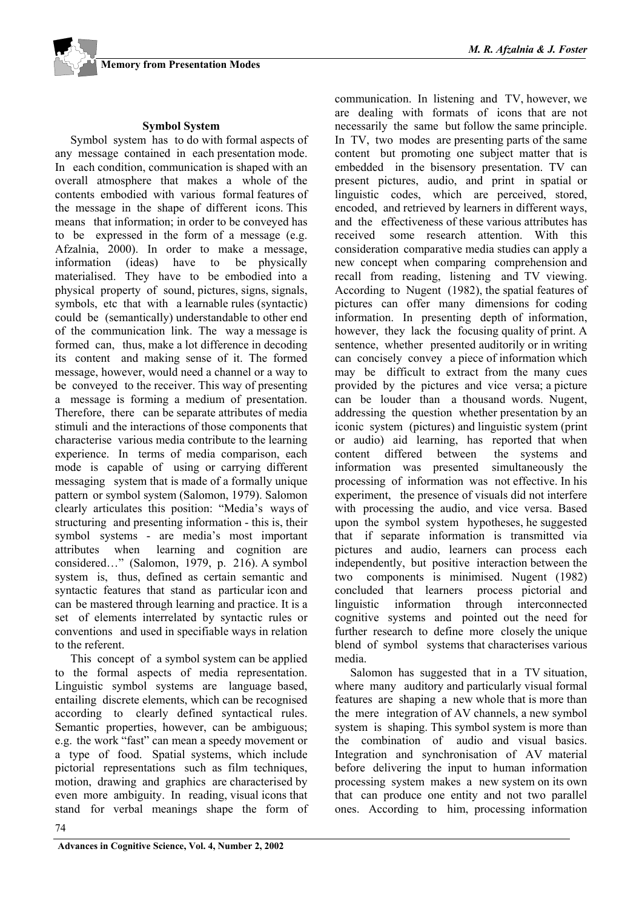### Symbol System

Symbol system has to do with formal aspects of any message contained in each presentation mode. In each condition, communication is shaped with an overall atmosphere that makes a whole of the contents embodied with various formal features of the message in the shape of different icons. This means that information; in order to be conveyed has to be expressed in the form of a message (e.g. Afzalnia, 2000). In order to make a message, information (ideas) have to be physically materialised. They have to be embodied into a physical property of sound, pictures, signs, signals, symbols, etc that with a learnable rules (syntactic) could be (semantically) understandable to other end of the communication link. The way a message is formed can, thus, make a lot difference in decoding its content and making sense of it. The formed message, however, would need a channel or a way to be conveyed to the receiver. This way of presenting a message is forming a medium of presentation. Therefore, there can be separate attributes of media stimuli and the interactions of those components that characterise various media contribute to the learning experience. In terms of media comparison, each mode is capable of using or carrying different messaging system that is made of a formally unique pattern or symbol system (Salomon, 1979). Salomon clearly articulates this position: "Media's ways of structuring and presenting information - this is, their symbol systems - are media's most important attributes when learning and cognition are considered…" (Salomon, 1979, p. 216). A symbol system is, thus, defined as certain semantic and syntactic features that stand as particular icon and can be mastered through learning and practice. It is a set of elements interrelated by syntactic rules or conventions and used in specifiable ways in relation to the referent.

This concept of a symbol system can be applied to the formal aspects of media representation. Linguistic symbol systems are language based, entailing discrete elements, which can be recognised according to clearly defined syntactical rules. Semantic properties, however, can be ambiguous; e.g. the work "fast" can mean a speedy movement or a type of food. Spatial systems, which include pictorial representations such as film techniques, motion, drawing and graphics are characterised by even more ambiguity. In reading, visual icons that stand for verbal meanings shape the form of communication. In listening and TV, however, we are dealing with formats of icons that are not necessarily the same but follow the same principle. In TV, two modes are presenting parts of the same content but promoting one subject matter that is embedded in the bisensory presentation. TV can present pictures, audio, and print in spatial or linguistic codes, which are perceived, stored, encoded, and retrieved by learners in different ways, and the effectiveness of these various attributes has received some research attention. With this consideration comparative media studies can apply a new concept when comparing comprehension and recall from reading, listening and TV viewing. According to Nugent (1982), the spatial features of pictures can offer many dimensions for coding information. In presenting depth of information, however, they lack the focusing quality of print. A sentence, whether presented auditorily or in writing can concisely convey a piece of information which may be difficult to extract from the many cues provided by the pictures and vice versa; a picture can be louder than a thousand words. Nugent, addressing the question whether presentation by an iconic system (pictures) and linguistic system (print or audio) aid learning, has reported that when content differed between the systems and information was presented simultaneously the processing of information was not effective. In his experiment, the presence of visuals did not interfere with processing the audio, and vice versa. Based upon the symbol system hypotheses, he suggested that if separate information is transmitted via pictures and audio, learners can process each independently, but positive interaction between the two components is minimised. Nugent (1982) concluded that learners process pictorial and linguistic information through interconnected cognitive systems and pointed out the need for further research to define more closely the unique blend of symbol systems that characterises various media.

Salomon has suggested that in a TV situation, where many auditory and particularly visual formal features are shaping a new whole that is more than the mere integration of AV channels, a new symbol system is shaping. This symbol system is more than the combination of audio and visual basics. Integration and synchronisation of AV material before delivering the input to human information processing system makes a new system on its own that can produce one entity and not two parallel ones. According to him, processing information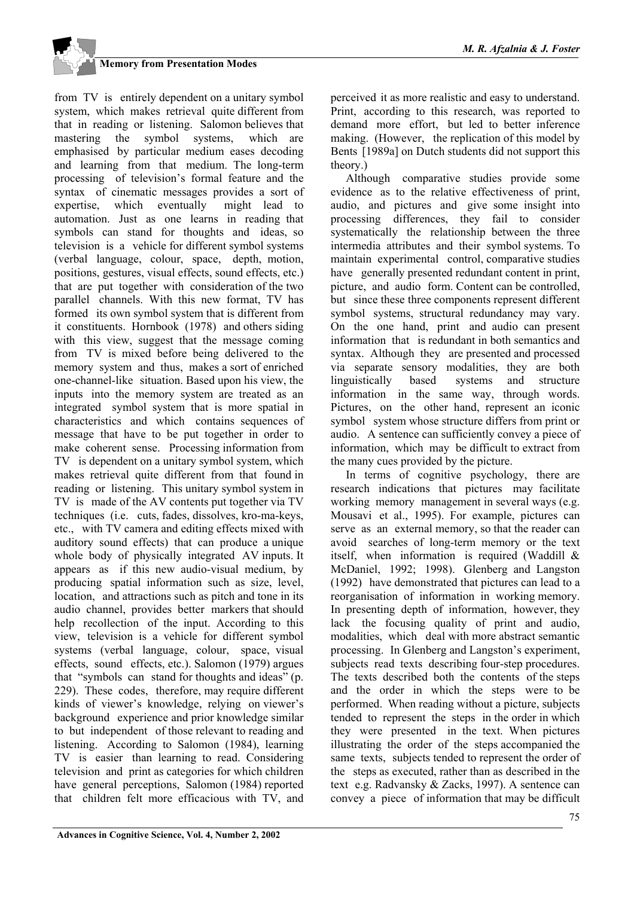from TV is entirely dependent on a unitary symbol system, which makes retrieval quite different from that in reading or listening. Salomon believes that mastering the symbol systems, which are emphasised by particular medium eases decoding and learning from that medium. The long-term processing of television's formal feature and the syntax of cinematic messages provides a sort of expertise, which eventually might lead to automation. Just as one learns in reading that symbols can stand for thoughts and ideas, so television is a vehicle for different symbol systems (verbal language, colour, space, depth, motion, positions, gestures, visual effects, sound effects, etc.) that are put together with consideration of the two parallel channels. With this new format, TV has formed its own symbol system that is different from it constituents. Hornbook (1978) and others siding with this view, suggest that the message coming from TV is mixed before being delivered to the memory system and thus, makes a sort of enriched one-channel-like situation. Based upon his view, the inputs into the memory system are treated as an integrated symbol system that is more spatial in characteristics and which contains sequences of message that have to be put together in order to make coherent sense. Processing information from TV is dependent on a unitary symbol system, which makes retrieval quite different from that found in reading or listening. This unitary symbol system in TV is made of the AV contents put together via TV techniques (i.e. cuts, fades, dissolves, kro-ma-keys, etc., with TV camera and editing effects mixed with auditory sound effects) that can produce a unique whole body of physically integrated AV inputs. It appears as if this new audio-visual medium, by producing spatial information such as size, level, location, and attractions such as pitch and tone in its audio channel, provides better markers that should help recollection of the input. According to this view, television is a vehicle for different symbol systems (verbal language, colour, space, visual effects, sound effects, etc.). Salomon (1979) argues that "symbols can stand for thoughts and ideas" (p. 229). These codes, therefore, may require different kinds of viewer's knowledge, relying on viewer's background experience and prior knowledge similar to but independent of those relevant to reading and listening. According to Salomon (1984), learning TV is easier than learning to read. Considering television and print as categories for which children have general perceptions, Salomon (1984) reported that children felt more efficacious with TV, and perceived it as more realistic and easy to understand. Print, according to this research, was reported to demand more effort, but led to better inference making. (However, the replication of this model by Bents [1989a] on Dutch students did not support this theory.)

Although comparative studies provide some evidence as to the relative effectiveness of print, audio, and pictures and give some insight into processing differences, they fail to consider systematically the relationship between the three intermedia attributes and their symbol systems. To maintain experimental control, comparative studies have generally presented redundant content in print, picture, and audio form. Content can be controlled, but since these three components represent different symbol systems, structural redundancy may vary. On the one hand, print and audio can present information that is redundant in both semantics and syntax. Although they are presented and processed via separate sensory modalities, they are both linguistically based systems and structure information in the same way, through words. Pictures, on the other hand, represent an iconic symbol system whose structure differs from print or audio. A sentence can sufficiently convey a piece of information, which may be difficult to extract from the many cues provided by the picture.

In terms of cognitive psychology, there are research indications that pictures may facilitate working memory management in several ways (e.g. Mousavi et al., 1995). For example, pictures can serve as an external memory, so that the reader can avoid searches of long-term memory or the text itself, when information is required (Waddill & McDaniel, 1992; 1998). Glenberg and Langston (1992) have demonstrated that pictures can lead to a reorganisation of information in working memory. In presenting depth of information, however, they lack the focusing quality of print and audio, modalities, which deal with more abstract semantic processing. In Glenberg and Langston's experiment, subjects read texts describing four-step procedures. The texts described both the contents of the steps and the order in which the steps were to be performed. When reading without a picture, subjects tended to represent the steps in the order in which they were presented in the text. When pictures illustrating the order of the steps accompanied the same texts, subjects tended to represent the order of the steps as executed, rather than as described in the text e.g. Radvansky & Zacks, 1997). A sentence can convey a piece of information that may be difficult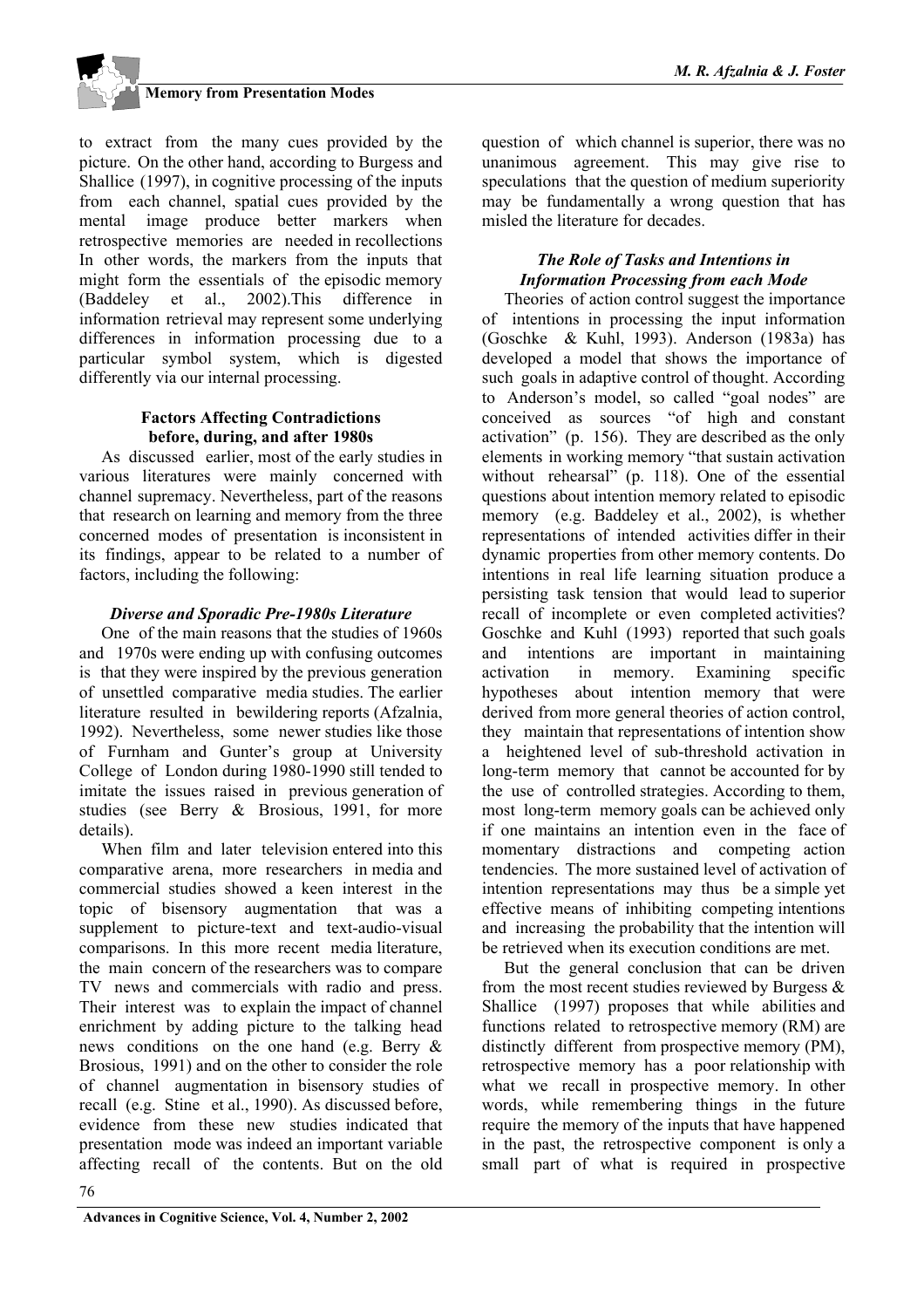to extract from the many cues provided by the picture. On the other hand, according to Burgess and Shallice (1997), in cognitive processing of the inputs from each channel, spatial cues provided by the mental image produce better markers when retrospective memories are needed in recollections In other words, the markers from the inputs that might form the essentials of the episodic memory (Baddeley et al., 2002).This difference in information retrieval may represent some underlying differences in information processing due to a particular symbol system, which is digested differently via our internal processing.

### Factors Affecting Contradictions before, during, and after 1980s

As discussed earlier, most of the early studies in various literatures were mainly concerned with channel supremacy. Nevertheless, part of the reasons that research on learning and memory from the three concerned modes of presentation is inconsistent in its findings, appear to be related to a number of factors, including the following:

#### *Diverse and Sporadic Pre-1980s Literature*

One of the main reasons that the studies of 1960s and 1970s were ending up with confusing outcomes is that they were inspired by the previous generation of unsettled comparative media studies. The earlier literature resulted in bewildering reports (Afzalnia, 1992). Nevertheless, some newer studies like those of Furnham and Gunter's group at University College of London during 1980-1990 still tended to imitate the issues raised in previous generation of studies (see Berry & Brosious, 1991, for more details).

When film and later television entered into this comparative arena, more researchers in media and commercial studies showed a keen interest in the topic of bisensory augmentation that was a supplement to picture-text and text-audio-visual comparisons. In this more recent media literature, the main concern of the researchers was to compare TV news and commercials with radio and press. Their interest was to explain the impact of channel enrichment by adding picture to the talking head news conditions on the one hand (e.g. Berry & Brosious, 1991) and on the other to consider the role of channel augmentation in bisensory studies of recall (e.g. Stine et al., 1990). As discussed before, evidence from these new studies indicated that presentation mode was indeed an important variable affecting recall of the contents. But on the old question of which channel is superior, there was no unanimous agreement. This may give rise to speculations that the question of medium superiority may be fundamentally a wrong question that has misled the literature for decades.

#### *The Role of Tasks and Intentions in Information Processing from each Mode*

Theories of action control suggest the importance of intentions in processing the input information (Goschke & Kuhl, 1993). Anderson (1983a) has developed a model that shows the importance of such goals in adaptive control of thought. According to Anderson's model, so called "goal nodes" are conceived as sources "of high and constant activation" (p. 156). They are described as the only elements in working memory "that sustain activation without rehearsal" (p. 118). One of the essential questions about intention memory related to episodic memory (e.g. Baddeley et al., 2002), is whether representations of intended activities differ in their dynamic properties from other memory contents. Do intentions in real life learning situation produce a persisting task tension that would lead to superior recall of incomplete or even completed activities? Goschke and Kuhl (1993) reported that such goals and intentions are important in maintaining activation in memory. Examining specific hypotheses about intention memory that were derived from more general theories of action control, they maintain that representations of intention show a heightened level of sub-threshold activation in long-term memory that cannot be accounted for by the use of controlled strategies. According to them, most long-term memory goals can be achieved only if one maintains an intention even in the face of momentary distractions and competing action tendencies. The more sustained level of activation of intention representations may thus be a simple yet effective means of inhibiting competing intentions and increasing the probability that the intention will be retrieved when its execution conditions are met.

But the general conclusion that can be driven from the most recent studies reviewed by Burgess & Shallice (1997) proposes that while abilities and functions related to retrospective memory (RM) are distinctly different from prospective memory (PM), retrospective memory has a poor relationship with what we recall in prospective memory. In other words, while remembering things in the future require the memory of the inputs that have happened in the past, the retrospective component is only a small part of what is required in prospective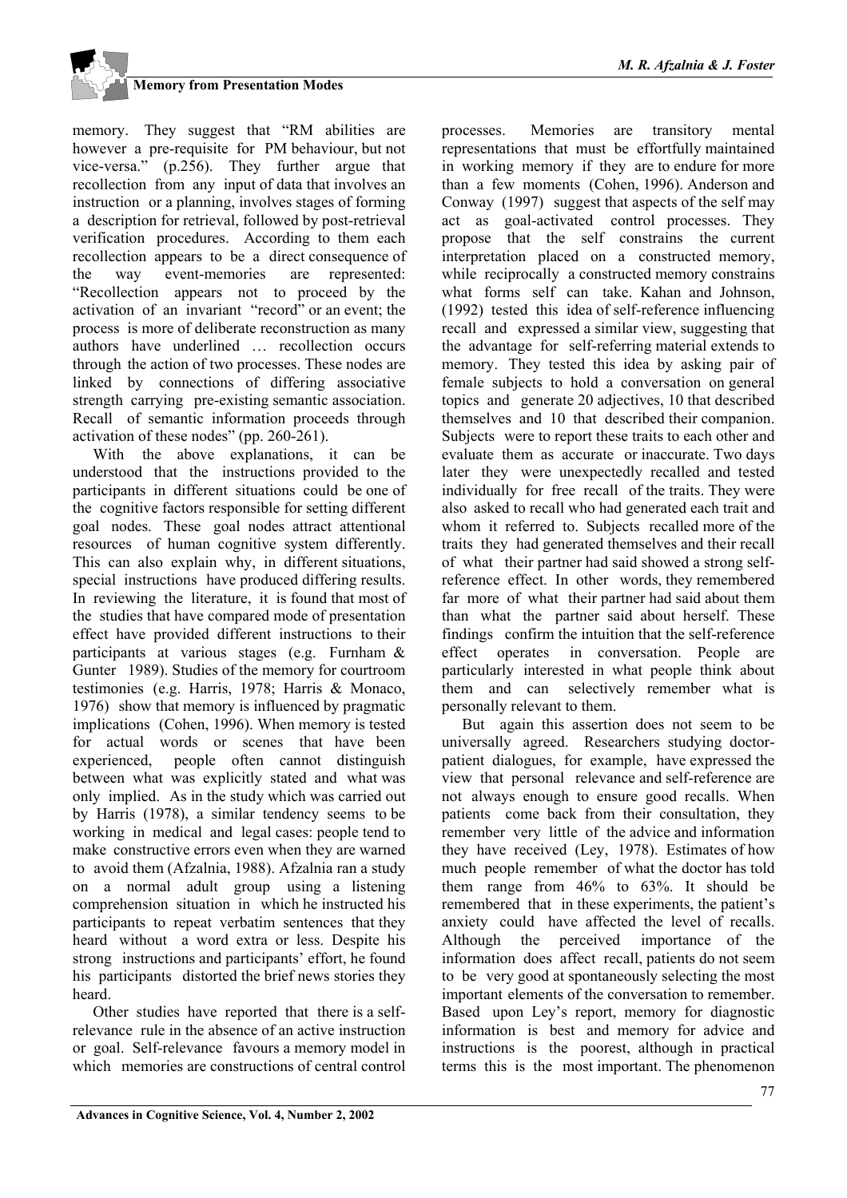memory. They suggest that "RM abilities are however a pre-requisite for PM behaviour, but not vice-versa." (p.256). They further argue that recollection from any input of data that involves an instruction or a planning, involves stages of forming a description for retrieval, followed by post-retrieval verification procedures. According to them each recollection appears to be a direct consequence of the way event-memories are represented: "Recollection appears not to proceed by the activation of an invariant "record" or an event; the process is more of deliberate reconstruction as many authors have underlined … recollection occurs through the action of two processes. These nodes are linked by connections of differing associative strength carrying pre-existing semantic association. Recall of semantic information proceeds through activation of these nodes" (pp. 260-261).

With the above explanations, it can be understood that the instructions provided to the participants in different situations could be one of the cognitive factors responsible for setting different goal nodes. These goal nodes attract attentional resources of human cognitive system differently. This can also explain why, in different situations, special instructions have produced differing results. In reviewing the literature, it is found that most of the studies that have compared mode of presentation effect have provided different instructions to their participants at various stages (e.g. Furnham & Gunter 1989). Studies of the memory for courtroom testimonies (e.g. Harris, 1978; Harris & Monaco, 1976) show that memory is influenced by pragmatic implications (Cohen, 1996). When memory is tested for actual words or scenes that have been experienced, people often cannot distinguish between what was explicitly stated and what was only implied. As in the study which was carried out by Harris (1978), a similar tendency seems to be working in medical and legal cases: people tend to make constructive errors even when they are warned to avoid them (Afzalnia, 1988). Afzalnia ran a study on a normal adult group using a listening comprehension situation in which he instructed his participants to repeat verbatim sentences that they heard without a word extra or less. Despite his strong instructions and participants' effort, he found his participants distorted the brief news stories they heard.

Other studies have reported that there is a self-relevance rule in the absence of an active instruction or goal. Self-relevance favours a memory model in which memories are constructions of central control processes. Memories are transitory mental representations that must be effortfully maintained in working memory if they are to endure for more than a few moments (Cohen, 1996). Anderson and Conway (1997) suggest that aspects of the self may act as goal-activated control processes. They propose that the self constrains the current interpretation placed on a constructed memory, while reciprocally a constructed memory constrains what forms self can take. Kahan and Johnson, (1992) tested this idea of self-reference influencing recall and expressed a similar view, suggesting that the advantage for self-referring material extends to memory. They tested this idea by asking pair of female subjects to hold a conversation on general topics and generate 20 adjectives, 10 that described themselves and 10 that described their companion. Subjects were to report these traits to each other and evaluate them as accurate or inaccurate. Two days later they were unexpectedly recalled and tested individually for free recall of the traits. They were also asked to recall who had generated each trait and whom it referred to. Subjects recalled more of the traits they had generated themselves and their recall of what their partner had said showed a strong self-reference effect. In other words, they remembered far more of what their partner had said about them than what the partner said about herself. These findings confirm the intuition that the self-reference effect operates in conversation. People are particularly interested in what people think about them and can selectively remember what is personally relevant to them.

But again this assertion does not seem to be universally agreed. Researchers studying doctor-patient dialogues, for example, have expressed the view that personal relevance and self-reference are not always enough to ensure good recalls. When patients come back from their consultation, they remember very little of the advice and information they have received (Ley, 1978). Estimates of how much people remember of what the doctor has told them range from 46% to 63%. It should be remembered that in these experiments, the patient's anxiety could have affected the level of recalls. Although the perceived importance of the information does affect recall, patients do not seem to be very good at spontaneously selecting the most important elements of the conversation to remember. Based upon Ley's report, memory for diagnostic information is best and memory for advice and instructions is the poorest, although in practical terms this is the most important. The phenomenon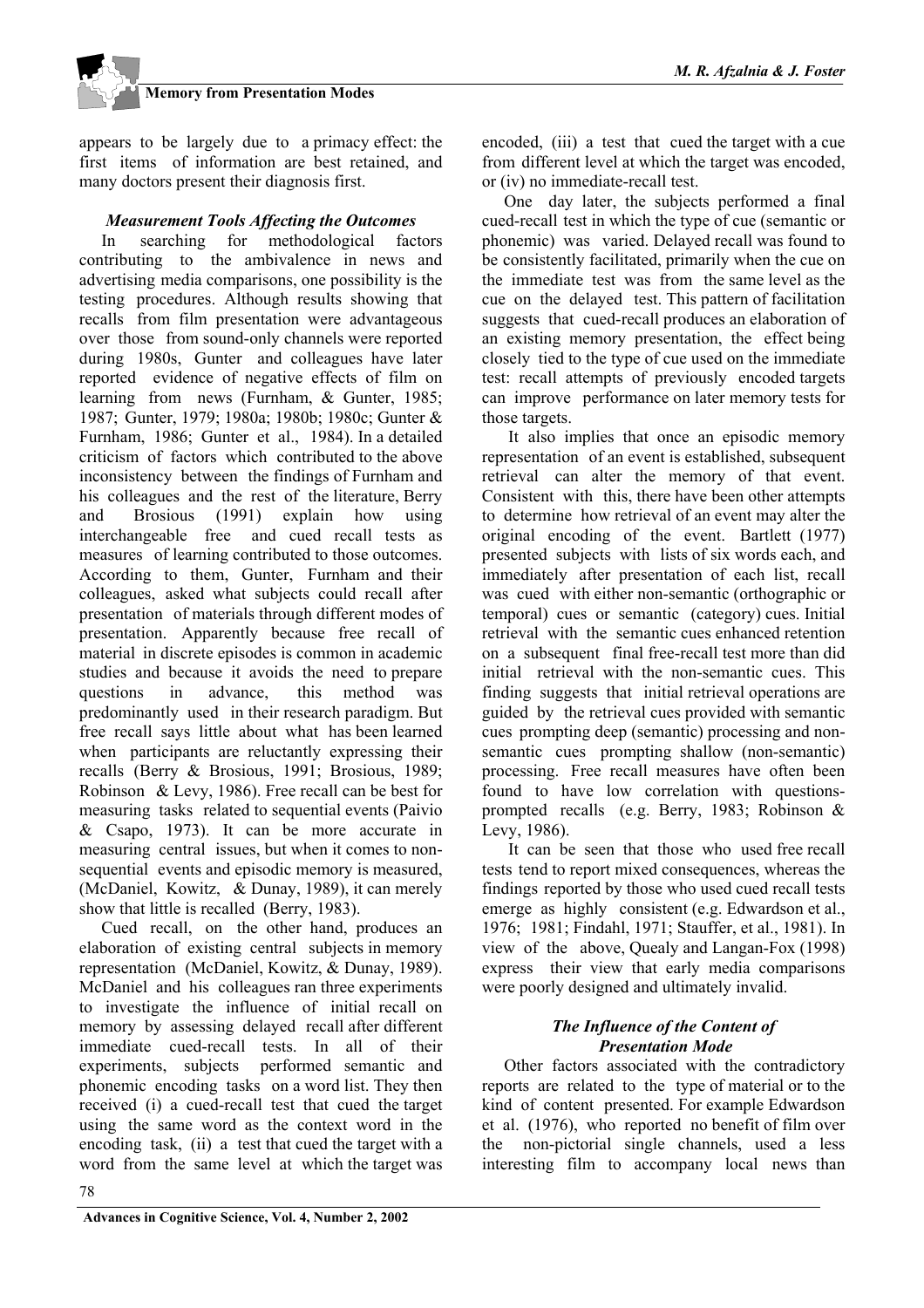appears to be largely due to a primacy effect: the first items of information are best retained, and many doctors present their diagnosis first.

### *Measurement Tools Affecting the Outcomes*

In searching for methodological factors contributing to the ambivalence in news and advertising media comparisons, one possibility is the testing procedures. Although results showing that recalls from film presentation were advantageous over those from sound-only channels were reported during 1980s, Gunter and colleagues have later reported evidence of negative effects of film on learning from news (Furnham, & Gunter, 1985; 1987; Gunter, 1979; 1980a; 1980b; 1980c; Gunter & Furnham, 1986; Gunter et al., 1984). In a detailed criticism of factors which contributed to the above inconsistency between the findings of Furnham and his colleagues and the rest of the literature, Berry and Brosious (1991) explain how using interchangeable free and cued recall tests as measures of learning contributed to those outcomes. According to them, Gunter, Furnham and their colleagues, asked what subjects could recall after presentation of materials through different modes of presentation. Apparently because free recall of material in discrete episodes is common in academic studies and because it avoids the need to prepare questions in advance, this method was predominantly used in their research paradigm. But free recall says little about what has been learned when participants are reluctantly expressing their recalls (Berry & Brosious, 1991; Brosious, 1989; Robinson & Levy, 1986). Free recall can be best for measuring tasks related to sequential events (Paivio & Csapo, 1973). It can be more accurate in measuring central issues, but when it comes to non-sequential events and episodic memory is measured, (McDaniel, Kowitz, & Dunay, 1989), it can merely show that little is recalled (Berry, 1983).

Cued recall, on the other hand, produces an elaboration of existing central subjects in memory representation (McDaniel, Kowitz, & Dunay, 1989). McDaniel and his colleagues ran three experiments to investigate the influence of initial recall on memory by assessing delayed recall after different immediate cued-recall tests. In all of their experiments, subjects performed semantic and phonemic encoding tasks on a word list. They then received (i) a cued-recall test that cued the target using the same word as the context word in the encoding task, (ii) a test that cued the target with a word from the same level at which the target was encoded, (iii) a test that cued the target with a cue from different level at which the target was encoded, or (iv) no immediate-recall test.

One day later, the subjects performed a final cued-recall test in which the type of cue (semantic or phonemic) was varied. Delayed recall was found to be consistently facilitated, primarily when the cue on the immediate test was from the same level as the cue on the delayed test. This pattern of facilitation suggests that cued-recall produces an elaboration of an existing memory presentation, the effect being closely tied to the type of cue used on the immediate test: recall attempts of previously encoded targets can improve performance on later memory tests for those targets.

It also implies that once an episodic memory representation of an event is established, subsequent retrieval can alter the memory of that event. Consistent with this, there have been other attempts to determine how retrieval of an event may alter the original encoding of the event. Bartlett (1977) presented subjects with lists of six words each, and immediately after presentation of each list, recall was cued with either non-semantic (orthographic or temporal) cues or semantic (category) cues. Initial retrieval with the semantic cues enhanced retention on a subsequent final free-recall test more than did initial retrieval with the non-semantic cues. This finding suggests that initial retrieval operations are guided by the retrieval cues provided with semantic cues prompting deep (semantic) processing and non-semantic cues prompting shallow (non-semantic) processing. Free recall measures have often been found to have low correlation with questions-prompted recalls (e.g. Berry, 1983; Robinson & Levy, 1986).

It can be seen that those who used free recall tests tend to report mixed consequences, whereas the findings reported by those who used cued recall tests emerge as highly consistent (e.g. Edwardson et al., 1976; 1981; Findahl, 1971; Stauffer, et al., 1981). In view of the above, Quealy and Langan-Fox (1998) express their view that early media comparisons were poorly designed and ultimately invalid.

### *The Influence of the Content of Presentation Mode*

Other factors associated with the contradictory reports are related to the type of material or to the kind of content presented. For example Edwardson et al. (1976), who reported no benefit of film over the non-pictorial single channels, used a less interesting film to accompany local news than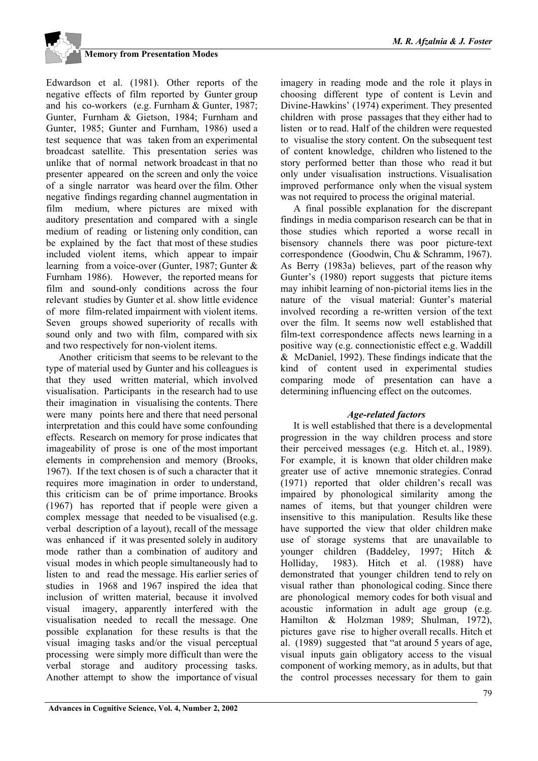Edwardson et al. (1981). Other reports of the negative effects of film reported by Gunter group and his co-workers (e.g. Furnham & Gunter, 1987; Gunter, Furnham & Gietson, 1984; Furnham and Gunter, 1985; Gunter and Furnham, 1986) used a test sequence that was taken from an experimental broadcast satellite. This presentation series was unlike that of normal network broadcast in that no presenter appeared on the screen and only the voice of a single narrator was heard over the film. Other negative findings regarding channel augmentation in film medium, where pictures are mixed with auditory presentation and compared with a single medium of reading or listening only condition, can be explained by the fact that most of these studies included violent items, which appear to impair learning from a voice-over (Gunter, 1987; Gunter & Furnham 1986). However, the reported means for film and sound-only conditions across the four relevant studies by Gunter et al. show little evidence of more film-related impairment with violent items. Seven groups showed superiority of recalls with sound only and two with film, compared with six and two respectively for non-violent items.

Another criticism that seems to be relevant to the type of material used by Gunter and his colleagues is that they used written material, which involved visualisation. Participants in the research had to use their imagination in visualising the contents. There were many points here and there that need personal interpretation and this could have some confounding effects. Research on memory for prose indicates that imageability of prose is one of the most important elements in comprehension and memory (Brooks, 1967). If the text chosen is of such a character that it requires more imagination in order to understand, this criticism can be of prime importance. Brooks (1967) has reported that if people were given a complex message that needed to be visualised (e.g. verbal description of a layout), recall of the message was enhanced if it was presented solely in auditory mode rather than a combination of auditory and visual modes in which people simultaneously had to listen to and read the message. His earlier series of studies in 1968 and 1967 inspired the idea that inclusion of written material, because it involved visual imagery, apparently interfered with the visualisation needed to recall the message. One possible explanation for these results is that the visual imaging tasks and/or the visual perceptual processing were simply more difficult than were the verbal storage and auditory processing tasks. Another attempt to show the importance of visual imagery in reading mode and the role it plays in choosing different type of content is Levin and Divine-Hawkins' (1974) experiment. They presented children with prose passages that they either had to listen or to read. Half of the children were requested to visualise the story content. On the subsequent test of content knowledge, children who listened to the story performed better than those who read it but only under visualisation instructions. Visualisation improved performance only when the visual system was not required to process the original material.

A final possible explanation for the discrepant findings in media comparison research can be that in those studies which reported a worse recall in bisensory channels there was poor picture-text correspondence (Goodwin, Chu & Schramm, 1967). As Berry (1983a) believes, part of the reason why Gunter's (1980) report suggests that picture items may inhibit learning of non-pictorial items lies in the nature of the visual material: Gunter's material involved recording a re-written version of the text over the film. It seems now well established that film-text correspondence affects news learning in a positive way (e.g. connectionistic effect e.g. Waddill & McDaniel, 1992). These findings indicate that the kind of content used in experimental studies comparing mode of presentation can have a determining influencing effect on the outcomes.

### *Age-related factors*

It is well established that there is a developmental progression in the way children process and store their perceived messages (e.g. Hitch et. al., 1989). For example, it is known that older children make greater use of active mnemonic strategies. Conrad (1971) reported that older children's recall was impaired by phonological similarity among the names of items, but that younger children were insensitive to this manipulation. Results like these have supported the view that older children make use of storage systems that are unavailable to younger children (Baddeley, 1997; Hitch & Holliday, 1983). Hitch et al. (1988) have demonstrated that younger children tend to rely on visual rather than phonological coding. Since there are phonological memory codes for both visual and acoustic information in adult age group (e.g. Hamilton & Holzman 1989; Shulman, 1972), pictures gave rise to higher overall recalls. Hitch et al. (1989) suggested that "at around 5 years of age, visual inputs gain obligatory access to the visual component of working memory, as in adults, but that the control processes necessary for them to gain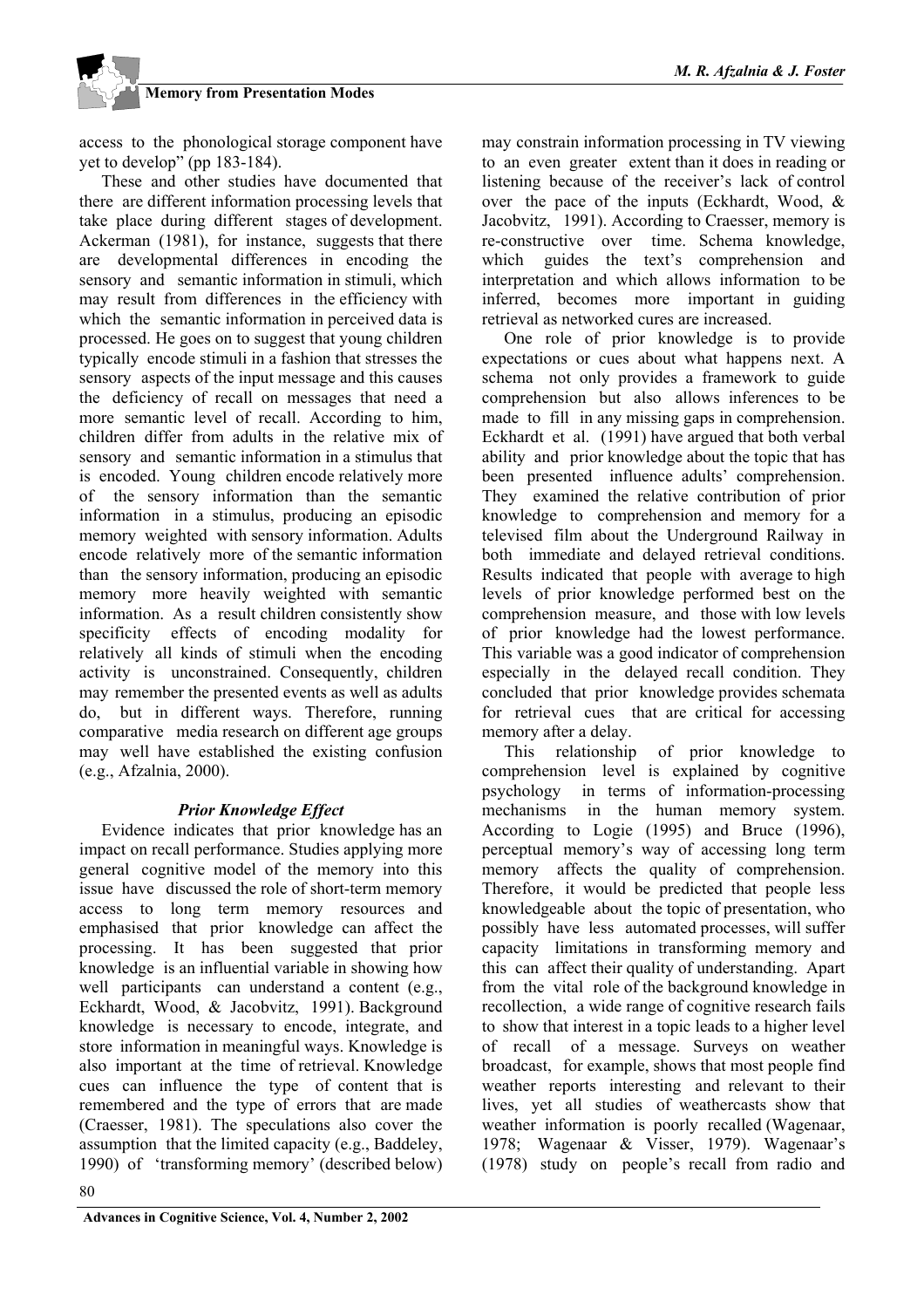access to the phonological storage component have yet to develop" (pp 183-184).

These and other studies have documented that there are different information processing levels that take place during different stages of development. Ackerman (1981), for instance, suggests that there are developmental differences in encoding the sensory and semantic information in stimuli, which may result from differences in the efficiency with which the semantic information in perceived data is processed. He goes on to suggest that young children typically encode stimuli in a fashion that stresses the sensory aspects of the input message and this causes the deficiency of recall on messages that need a more semantic level of recall. According to him, children differ from adults in the relative mix of sensory and semantic information in a stimulus that is encoded. Young children encode relatively more of the sensory information than the semantic information in a stimulus, producing an episodic memory weighted with sensory information. Adults encode relatively more of the semantic information than the sensory information, producing an episodic memory more heavily weighted with semantic information. As a result children consistently show specificity effects of encoding modality for relatively all kinds of stimuli when the encoding activity is unconstrained. Consequently, children may remember the presented events as well as adults do, but in different ways. Therefore, running comparative media research on different age groups may well have established the existing confusion (e.g., Afzalnia, 2000).

### *Prior Knowledge Effect*

Evidence indicates that prior knowledge has an impact on recall performance. Studies applying more general cognitive model of the memory into this issue have discussed the role of short-term memory access to long term memory resources and emphasised that prior knowledge can affect the processing. It has been suggested that prior knowledge is an influential variable in showing how well participants can understand a content (e.g., Eckhardt, Wood, & Jacobvitz, 1991). Background knowledge is necessary to encode, integrate, and store information in meaningful ways. Knowledge is also important at the time of retrieval. Knowledge cues can influence the type of content that is remembered and the type of errors that are made (Craesser, 1981). The speculations also cover the assumption that the limited capacity (e.g., Baddeley, 1990) of 'transforming memory' (described below) may constrain information processing in TV viewing to an even greater extent than it does in reading or listening because of the receiver's lack of control over the pace of the inputs (Eckhardt, Wood, & Jacobvitz, 1991). According to Craesser, memory is re-constructive over time. Schema knowledge, which guides the text's comprehension and interpretation and which allows information to be inferred, becomes more important in guiding retrieval as networked cures are increased.

One role of prior knowledge is to provide expectations or cues about what happens next. A schema not only provides a framework to guide comprehension but also allows inferences to be made to fill in any missing gaps in comprehension. Eckhardt et al. (1991) have argued that both verbal ability and prior knowledge about the topic that has been presented influence adults' comprehension. They examined the relative contribution of prior knowledge to comprehension and memory for a televised film about the Underground Railway in both immediate and delayed retrieval conditions. Results indicated that people with average to high levels of prior knowledge performed best on the comprehension measure, and those with low levels of prior knowledge had the lowest performance. This variable was a good indicator of comprehension especially in the delayed recall condition. They concluded that prior knowledge provides schemata for retrieval cues that are critical for accessing memory after a delay.

This relationship of prior knowledge to comprehension level is explained by cognitive psychology in terms of information-processing mechanisms in the human memory system. According to Logie (1995) and Bruce (1996), perceptual memory's way of accessing long term memory affects the quality of comprehension. Therefore, it would be predicted that people less knowledgeable about the topic of presentation, who possibly have less automated processes, will suffer capacity limitations in transforming memory and this can affect their quality of understanding. Apart from the vital role of the background knowledge in recollection, a wide range of cognitive research fails to show that interest in a topic leads to a higher level of recall of a message. Surveys on weather broadcast, for example, shows that most people find weather reports interesting and relevant to their lives, yet all studies of weathercasts show that weather information is poorly recalled (Wagenaar, 1978; Wagenaar & Visser, 1979). Wagenaar's (1978) study on people's recall from radio and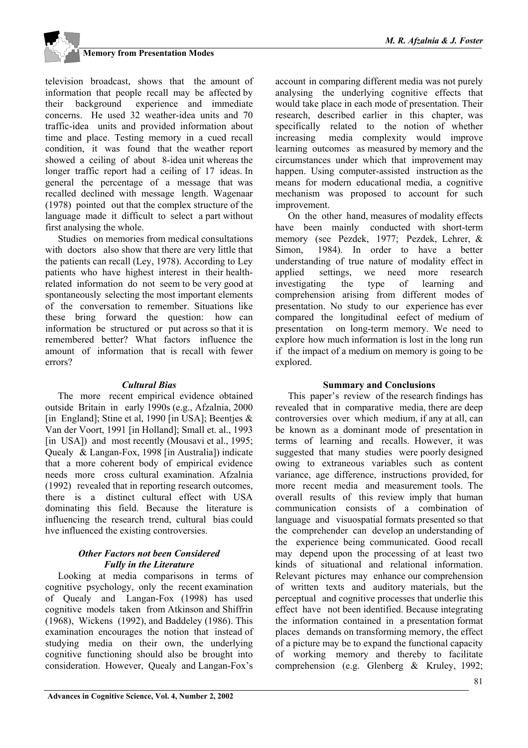television broadcast, shows that the amount of information that people recall may be affected by their background experience and immediate concerns. He used 32 weather-idea units and 70 traffic-idea units and provided information about time and place. Testing memory in a cued recall condition, it was found that the weather report showed a ceiling of about 8-idea unit whereas the longer traffic report had a ceiling of 17 ideas. In general the percentage of a message that was recalled declined with message length. Wagenaar (1978) pointed out that the complex structure of the language made it difficult to select a part without first analysing the whole.

Studies on memories from medical consultations with doctors also show that there are very little that the patients can recall (Ley, 1978). According to Ley patients who have highest interest in their health-related information do not seem to be very good at spontaneously selecting the most important elements of the conversation to remember. Situations like these bring forward the question: how can information be structured or put across so that it is remembered better? What factors influence the amount of information that is recall with fewer errors?

### *Cultural Bias*

The more recent empirical evidence obtained outside Britain in early 1990s (e.g., Afzalnia, 2000 [in England]; Stine et al, 1990 [in USA]; Beentjes & Van der Voort, 1991 [in Holland]; Small et. al., 1993 [in USA]) and most recently (Mousavi et al., 1995; Quealy & Langan-Fox, 1998 [in Australia]) indicate that a more coherent body of empirical evidence needs more cross cultural examination. Afzalnia (1992) revealed that in reporting research outcomes, there is a distinct cultural effect with USA dominating this field. Because the literature is influencing the research trend, cultural bias could hve influenced the existing controversies.

### *Other Factors not been Considered Fully in the Literature*

Looking at media comparisons in terms of cognitive psychology, only the recent examination of Quealy and Langan-Fox (1998) has used cognitive models taken from Atkinson and Shiffrin (1968), Wickens (1992), and Baddeley (1986). This examination encourages the notion that instead of studying media on their own, the underlying cognitive functioning should also be brought into consideration. However, Quealy and Langan-Fox's account in comparing different media was not purely analysing the underlying cognitive effects that would take place in each mode of presentation. Their research, described earlier in this chapter, was specifically related to the notion of whether increasing media complexity would improve learning outcomes as measured by memory and the circumstances under which that improvement may happen. Using computer-assisted instruction as the means for modern educational media, a cognitive mechanism was proposed to account for such improvement.

On the other hand, measures of modality effects have been mainly conducted with short-term memory (see Pezdek, 1977; Pezdek, Lehrer, & Simon, 1984). In order to have a better understanding of true nature of modality effect in applied settings, we need more research investigating the type of learning and comprehension arising from different modes of presentation. No study to our experience has ever compared the longitudinal eefect of medium of presentation on long-term memory. We need to explore how much information is lost in the long run if the impact of a medium on memory is going to be explored.

## Summary and Conclusions

This paper's review of the research findings has revealed that in comparative media, there are deep controversies over which medium, if any at all, can be known as a dominant mode of presentation in terms of learning and recalls. However, it was suggested that many studies were poorly designed owing to extraneous variables such as content variance, age difference, instructions provided, for more recent media and measurement tools. The overall results of this review imply that human communication consists of a combination of language and visuospatial formats presented so that the comprehender can develop an understanding of the experience being communicated. Good recall may depend upon the processing of at least two kinds of situational and relational information. Relevant pictures may enhance our comprehension of written texts and auditory materials, but the perceptual and cognitive processes that underlie this effect have not been identified. Because integrating the information contained in a presentation format places demands on transforming memory, the effect of a picture may be to expand the functional capacity of working memory and thereby to facilitate comprehension (e.g. Glenberg & Kruley, 1992;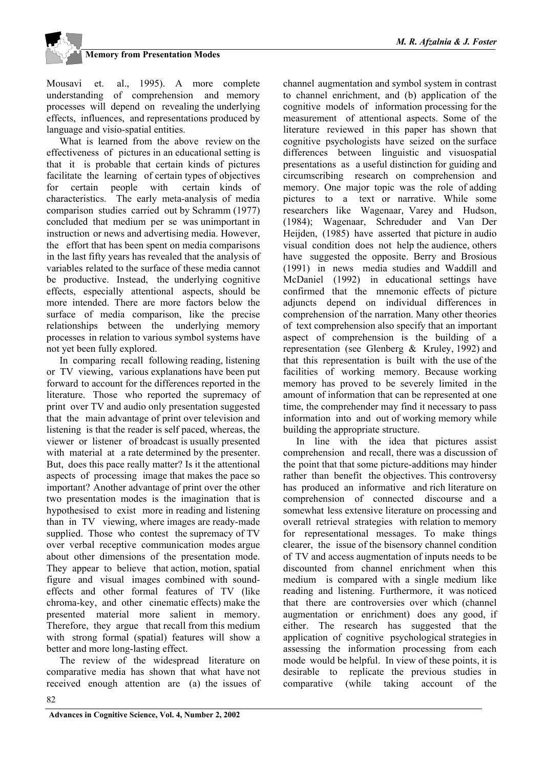Mousavi et. al., 1995). A more complete understanding of comprehension and memory processes will depend on revealing the underlying effects, influences, and representations produced by language and visio-spatial entities.

What is learned from the above review on the effectiveness of pictures in an educational setting is that it is probable that certain kinds of pictures facilitate the learning of certain types of objectives for certain people with certain kinds of characteristics. The early meta-analysis of media comparison studies carried out by Schramm (1977) concluded that medium per se was unimportant in instruction or news and advertising media. However, the effort that has been spent on media comparisons in the last fifty years has revealed that the analysis of variables related to the surface of these media cannot be productive. Instead, the underlying cognitive effects, especially attentional aspects, should be more intended. There are more factors below the surface of media comparison, like the precise relationships between the underlying memory processes in relation to various symbol systems have not yet been fully explored.

In comparing recall following reading, listening or TV viewing, various explanations have been put forward to account for the differences reported in the literature. Those who reported the supremacy of print over TV and audio only presentation suggested that the main advantage of print over television and listening is that the reader is self paced, whereas, the viewer or listener of broadcast is usually presented with material at a rate determined by the presenter. But, does this pace really matter? Is it the attentional aspects of processing image that makes the pace so important? Another advantage of print over the other two presentation modes is the imagination that is hypothesised to exist more in reading and listening than in TV viewing, where images are ready-made supplied. Those who contest the supremacy of TV over verbal receptive communication modes argue about other dimensions of the presentation mode. They appear to believe that action, motion, spatial figure and visual images combined with sound-effects and other formal features of TV (like chroma-key, and other cinematic effects) make the presented material more salient in memory. Therefore, they argue that recall from this medium with strong formal (spatial) features will show a better and more long-lasting effect.

The review of the widespread literature on comparative media has shown that what have not received enough attention are (a) the issues of channel augmentation and symbol system in contrast to channel enrichment, and (b) application of the cognitive models of information processing for the measurement of attentional aspects. Some of the literature reviewed in this paper has shown that cognitive psychologists have seized on the surface differences between linguistic and visuospatial presentations as a useful distinction for guiding and circumscribing research on comprehension and memory. One major topic was the role of adding pictures to a text or narrative. While some researchers like Wagenaar, Varey and Hudson, (1984); Wagenaar, Schreduder and Van Der Heijden, (1985) have asserted that picture in audio visual condition does not help the audience, others have suggested the opposite. Berry and Brosious (1991) in news media studies and Waddill and McDaniel (1992) in educational settings have confirmed that the mnemonic effects of picture adjuncts depend on individual differences in comprehension of the narration. Many other theories of text comprehension also specify that an important aspect of comprehension is the building of a representation (see Glenberg & Kruley, 1992) and that this representation is built with the use of the facilities of working memory. Because working memory has proved to be severely limited in the amount of information that can be represented at one time, the comprehender may find it necessary to pass information into and out of working memory while building the appropriate structure.

In line with the idea that pictures assist comprehension and recall, there was a discussion of the point that that some picture-additions may hinder rather than benefit the objectives. This controversy has produced an informative and rich literature on comprehension of connected discourse and a somewhat less extensive literature on processing and overall retrieval strategies with relation to memory for representational messages. To make things clearer, the issue of the bisensory channel condition of TV and access augmentation of inputs needs to be discounted from channel enrichment when this medium is compared with a single medium like reading and listening. Furthermore, it was noticed that there are controversies over which (channel augmentation or enrichment) does any good, if either. The research has suggested that the application of cognitive psychological strategies in assessing the information processing from each mode would be helpful. In view of these points, it is desirable to replicate the previous studies in comparative (while taking account of the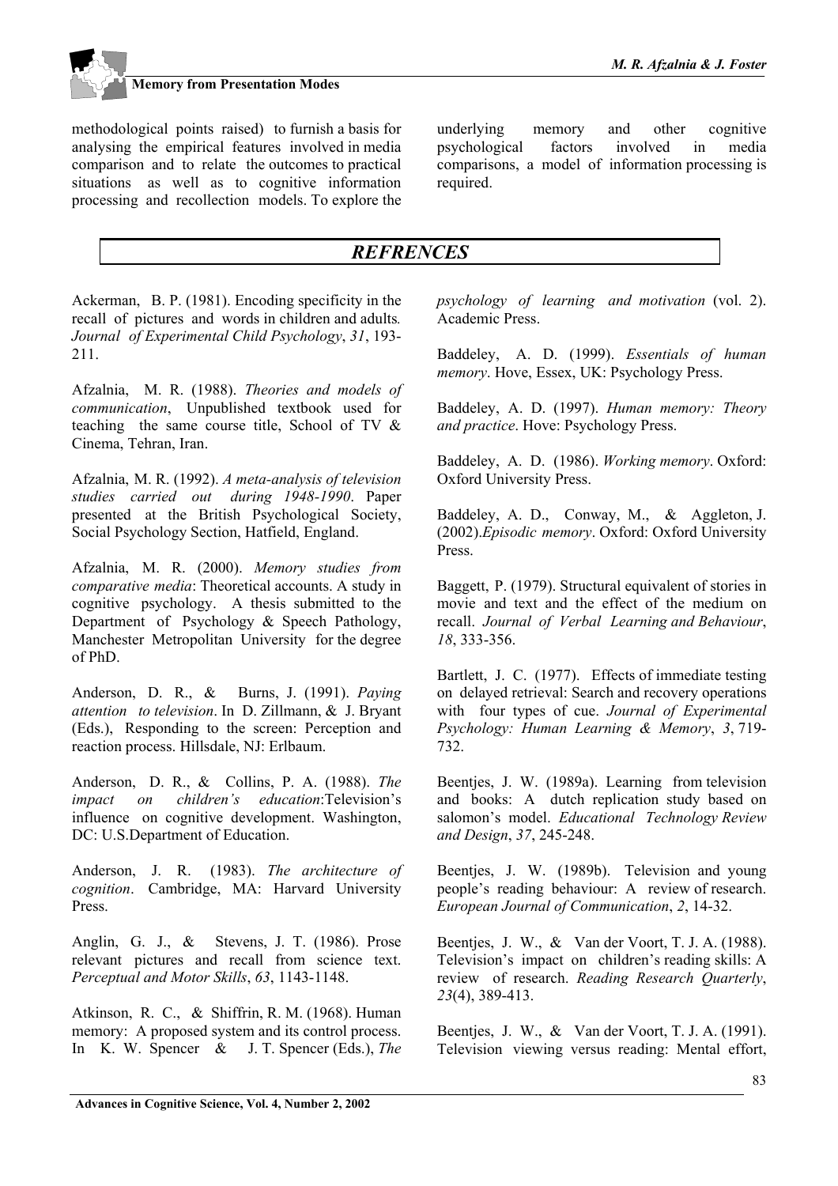methodological points raised) to furnish a basis for analysing the empirical features involved in media comparison and to relate the outcomes to practical situations as well as to cognitive information processing and recollection models. To explore the underlying memory and other cognitive psychological factors involved in media comparisons, a model of information processing is required.

## *REFRENCES*

Ackerman, B. P. (1981). Encoding specificity in the recall of pictures and words in children and adults. *Journal of Experimental Child Psychology*, *31*, 193-211.

Afzalnia, M. R. (1988). *Theories and models of communication*, Unpublished textbook used for teaching the same course title, School of TV & Cinema, Tehran, Iran.

Afzalnia, M. R. (1992). *A meta-analysis of television studies carried out during 1948-1990*. Paper presented at the British Psychological Society, Social Psychology Section, Hatfield, England.

Afzalnia, M. R. (2000). *Memory studies from comparative media*: Theoretical accounts. A study in cognitive psychology. A thesis submitted to the Department of Psychology & Speech Pathology, Manchester Metropolitan University for the degree of PhD.

Anderson, D. R., & Burns, J. (1991). *Paying attention to television*. In D. Zillmann, & J. Bryant (Eds.), Responding to the screen: Perception and reaction process. Hillsdale, NJ: Erlbaum.

Anderson, D. R., & Collins, P. A. (1988). *The impact on children's education*:Television's influence on cognitive development. Washington, DC: U.S.Department of Education.

Anderson, J. R. (1983). *The architecture of cognition*. Cambridge, MA: Harvard University Press.

Anglin, G. J., & Stevens, J. T. (1986). Prose relevant pictures and recall from science text. *Perceptual and Motor Skills*, *63*, 1143-1148.

Atkinson, R. C., & Shiffrin, R. M. (1968). Human memory: A proposed system and its control process. In K. W. Spencer & J. T. Spencer (Eds.), *The psychology of learning and motivation* (vol. 2). Academic Press.

Baddeley, A. D. (1999). *Essentials of human memory*. Hove, Essex, UK: Psychology Press.

Baddeley, A. D. (1997). *Human memory: Theory and practice*. Hove: Psychology Press.

Baddeley, A. D. (1986). *Working memory*. Oxford: Oxford University Press.

Baddeley, A. D., Conway, M., & Aggleton, J. (2002).*Episodic memory*. Oxford: Oxford University Press.

Baggett, P. (1979). Structural equivalent of stories in movie and text and the effect of the medium on recall. *Journal of Verbal Learning and Behaviour*, *18*, 333-356.

Bartlett, J. C. (1977). Effects of immediate testing on delayed retrieval: Search and recovery operations with four types of cue. *Journal of Experimental Psychology: Human Learning & Memory*, *3*, 719-732.

Beentjes, J. W. (1989a). Learning from television and books: A dutch replication study based on salomon's model. *Educational Technology Review and Design*, *37*, 245-248.

Beentjes, J. W. (1989b). Television and young people's reading behaviour: A review of research. *European Journal of Communication*, *2*, 14-32.

Beentjes, J. W., & Van der Voort, T. J. A. (1988). Television's impact on children's reading skills: A review of research. *Reading Research Quarterly*, *23*(4), 389-413.

Beentjes, J. W., & Van der Voort, T. J. A. (1991). Television viewing versus reading: Mental effort,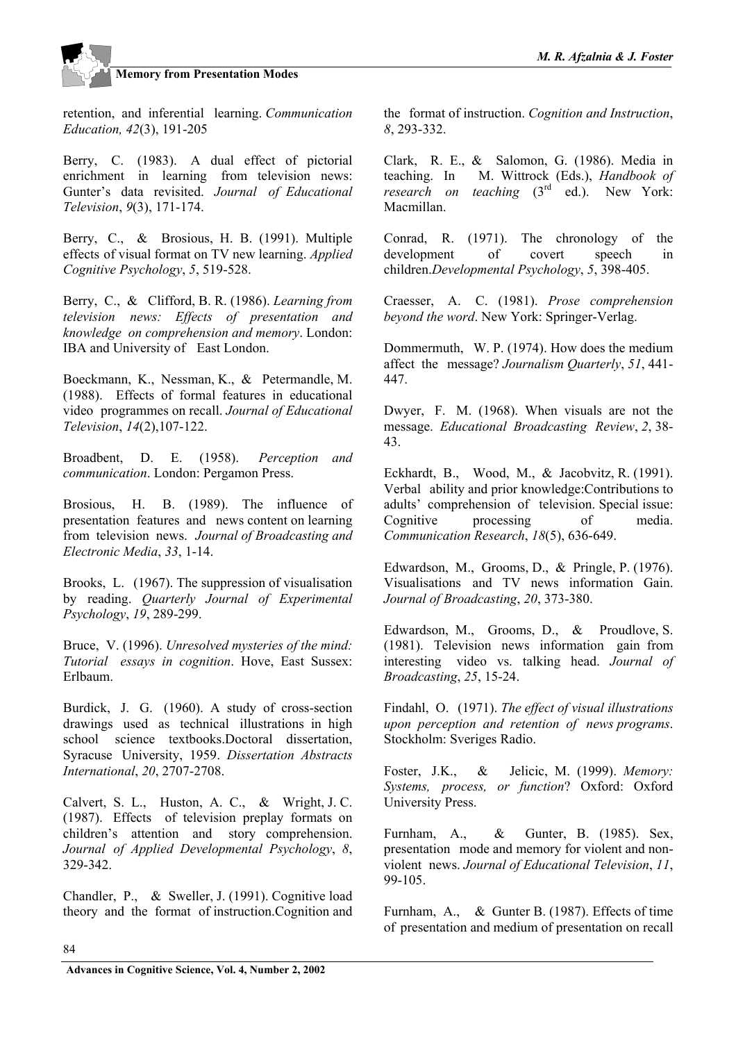retention, and inferential learning. *Communication Education, 42*(3), 191-205

Berry, C. (1983). A dual effect of pictorial enrichment in learning from television news: Gunter's data revisited. *Journal of Educational Television*, *9*(3), 171-174.

Berry, C., & Brosious, H. B. (1991). Multiple effects of visual format on TV new learning. *Applied Cognitive Psychology*, *5*, 519-528.

Berry, C., & Clifford, B. R. (1986). *Learning from television news: Effects of presentation and knowledge on comprehension and memory*. London: IBA and University of East London.

Boeckmann, K., Nessman, K., & Petermandle, M. (1988). Effects of formal features in educational video programmes on recall. *Journal of Educational Television*, *14*(2),107-122.

Broadbent, D. E. (1958). *Perception and communication*. London: Pergamon Press.

Brosious, H. B. (1989). The influence of presentation features and news content on learning from television news. *Journal of Broadcasting and Electronic Media*, *33*, 1-14.

Brooks, L. (1967). The suppression of visualisation by reading. *Quarterly Journal of Experimental Psychology*, *19*, 289-299.

Bruce, V. (1996). *Unresolved mysteries of the mind: Tutorial essays in cognition*. Hove, East Sussex: Erlbaum.

Burdick, J. G. (1960). A study of cross-section drawings used as technical illustrations in high school science textbooks.Doctoral dissertation, Syracuse University, 1959. *Dissertation Abstracts International*, *20*, 2707-2708.

Calvert, S. L., Huston, A. C., & Wright, J. C. (1987). Effects of television preplay formats on children's attention and story comprehension. *Journal of Applied Developmental Psychology*, *8*, 329-342.

Chandler, P., & Sweller, J. (1991). Cognitive load theory and the format of instruction.Cognition and the format of instruction. *Cognition and Instruction*, *8*, 293-332.

Clark, R. E., & Salomon, G. (1986). Media in teaching. In M. Wittrock (Eds.), *Handbook of research on teaching* (3rd ed.). New York: Macmillan.

Conrad, R. (1971). The chronology of the development of covert speech in children.*Developmental Psychology*, *5*, 398-405.

Craesser, A. C. (1981). *Prose comprehension beyond the word*. New York: Springer-Verlag.

Dommermuth, W. P. (1974). How does the medium affect the message? *Journalism Quarterly*, *51*, 441-447.

Dwyer, F. M. (1968). When visuals are not the message. *Educational Broadcasting Review*, *2*, 38-43.

Eckhardt, B., Wood, M., & Jacobvitz, R. (1991). Verbal ability and prior knowledge:Contributions to adults' comprehension of television. Special issue: Cognitive processing of media. *Communication Research*, *18*(5), 636-649.

Edwardson, M., Grooms, D., & Pringle, P. (1976). Visualisations and TV news information Gain. *Journal of Broadcasting*, *20*, 373-380.

Edwardson, M., Grooms, D., & Proudlove, S. (1981). Television news information gain from interesting video vs. talking head. *Journal of Broadcasting*, *25*, 15-24.

Findahl, O. (1971). *The effect of visual illustrations upon perception and retention of news programs*. Stockholm: Sveriges Radio.

Foster, J.K., & Jelicic, M. (1999). *Memory: Systems, process, or function*? Oxford: Oxford University Press.

Furnham, A., & Gunter, B. (1985). Sex, presentation mode and memory for violent and non-violent news. *Journal of Educational Television*, *11*, 99-105.

Furnham, A., & Gunter B. (1987). Effects of time of presentation and medium of presentation on recall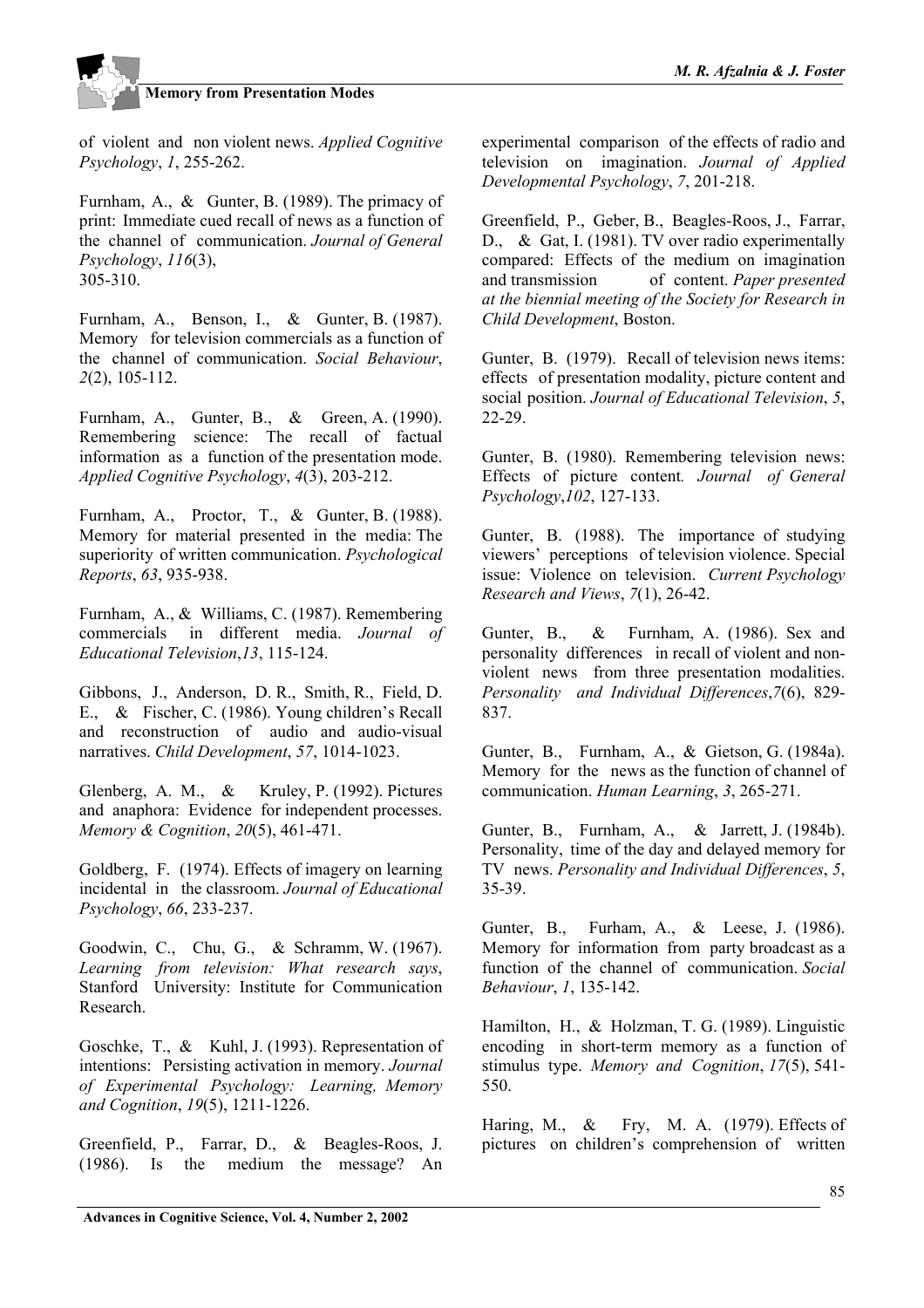of violent and non violent news. *Applied Cognitive Psychology*, *1*, 255-262.

Furnham, A., & Gunter, B. (1989). The primacy of print: Immediate cued recall of news as a function of the channel of communication. *Journal of General Psychology*, *116*(3), 305-310.

Furnham, A., Benson, I., & Gunter, B. (1987). Memory for television commercials as a function of the channel of communication. *Social Behaviour*, *2*(2), 105-112.

Furnham, A., Gunter, B., & Green, A. (1990). Remembering science: The recall of factual information as a function of the presentation mode. *Applied Cognitive Psychology*, *4*(3), 203-212.

Furnham, A., Proctor, T., & Gunter, B. (1988). Memory for material presented in the media: The superiority of written communication. *Psychological Reports*, *63*, 935-938.

Furnham, A., & Williams, C. (1987). Remembering commercials in different media. *Journal of Educational Television*,*13*, 115-124.

Gibbons, J., Anderson, D. R., Smith, R., Field, D. E., & Fischer, C. (1986). Young children's Recall and reconstruction of audio and audio-visual narratives. *Child Development*, *57*, 1014-1023.

Glenberg, A. M., & Kruley, P. (1992). Pictures and anaphora: Evidence for independent processes. *Memory & Cognition*, *20*(5), 461-471.

Goldberg, F. (1974). Effects of imagery on learning incidental in the classroom. *Journal of Educational Psychology*, *66*, 233-237.

Goodwin, C., Chu, G., & Schramm, W. (1967). *Learning from television: What research says*, Stanford University: Institute for Communication Research.

Goschke, T., & Kuhl, J. (1993). Representation of intentions: Persisting activation in memory. *Journal of Experimental Psychology: Learning, Memory and Cognition*, *19*(5), 1211-1226.

Greenfield, P., Farrar, D., & Beagles-Roos, J. (1986). Is the medium the message? An experimental comparison of the effects of radio and television on imagination. *Journal of Applied Developmental Psychology*, *7*, 201-218.

Greenfield, P., Geber, B., Beagles-Roos, J., Farrar, D., & Gat, I. (1981). TV over radio experimentally compared: Effects of the medium on imagination and transmission of content. *Paper presented at the biennial meeting of the Society for Research in Child Development*, Boston.

Gunter, B. (1979). Recall of television news items: effects of presentation modality, picture content and social position. *Journal of Educational Television*, *5*, 22-29.

Gunter, B. (1980). Remembering television news: Effects of picture content*. Journal of General Psychology*,*102*, 127-133.

Gunter, B. (1988). The importance of studying viewers' perceptions of television violence. Special issue: Violence on television. *Current Psychology Research and Views*, *7*(1), 26-42.

Gunter, B., & Furnham, A. (1986). Sex and personality differences in recall of violent and non-violent news from three presentation modalities. *Personality and Individual Differences*,*7*(6), 829-837.

Gunter, B., Furnham, A., & Gietson, G. (1984a). Memory for the news as the function of channel of communication. *Human Learning*, *3*, 265-271.

Gunter, B., Furnham, A., & Jarrett, J. (1984b). Personality, time of the day and delayed memory for TV news. *Personality and Individual Differences*, *5*, 35-39.

Gunter, B., Furham, A., & Leese, J. (1986). Memory for information from party broadcast as a function of the channel of communication. *Social Behaviour*, *1*, 135-142.

Hamilton, H., & Holzman, T. G. (1989). Linguistic encoding in short-term memory as a function of stimulus type. *Memory and Cognition*, *17*(5), 541-550.

Haring, M., & Fry, M. A. (1979). Effects of pictures on children's comprehension of written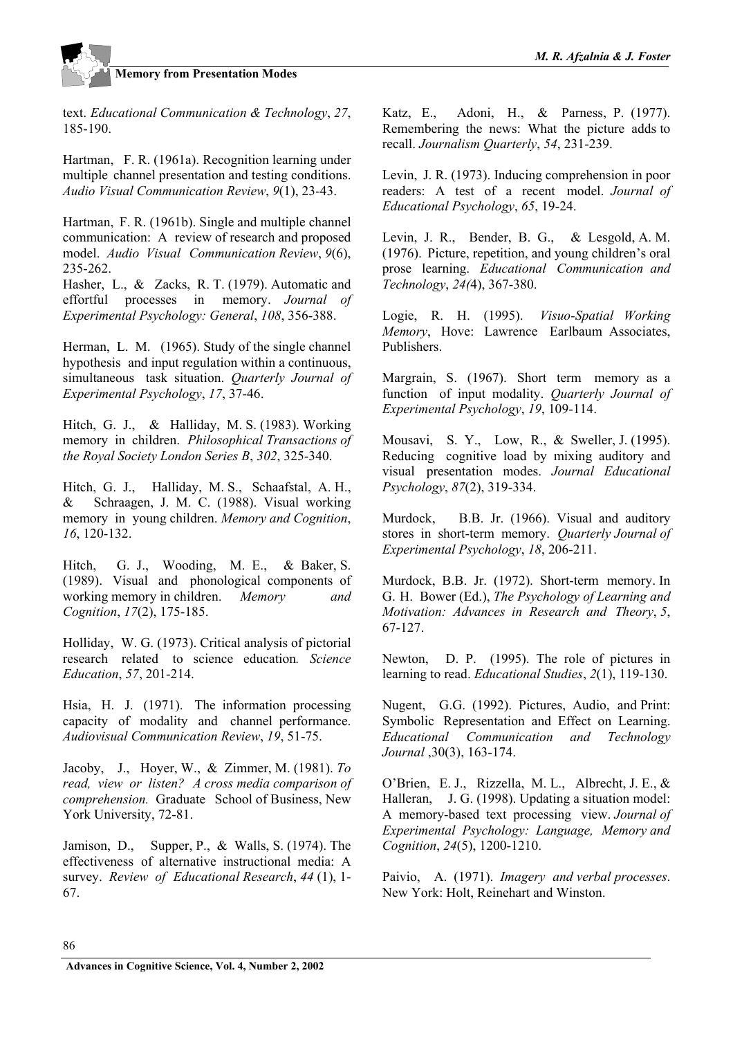text. *Educational Communication & Technology*, *27*, 185-190.

Hartman, F. R. (1961a). Recognition learning under multiple channel presentation and testing conditions. *Audio Visual Communication Review*, *9*(1), 23-43.

Hartman, F. R. (1961b). Single and multiple channel communication: A review of research and proposed model. *Audio Visual Communication Review*, *9*(6), 235-262.

Hasher, L., & Zacks, R. T. (1979). Automatic and effortful processes in memory. *Journal of Experimental Psychology: General*, *108*, 356-388.

Herman, L. M. (1965). Study of the single channel hypothesis and input regulation within a continuous, simultaneous task situation. *Quarterly Journal of Experimental Psychology*, *17*, 37-46.

Hitch, G. J., & Halliday, M. S. (1983). Working memory in children. *Philosophical Transactions of the Royal Society London Series B*, *302*, 325-340.

Hitch, G. J., Halliday, M. S., Schaafstal, A. H., & Schraagen, J. M. C. (1988). Visual working memory in young children. *Memory and Cognition*, *16*, 120-132.

Hitch, G. J., Wooding, M. E., & Baker, S. (1989). Visual and phonological components of working memory in children. *Memory and Cognition*, *17*(2), 175-185.

Holliday, W. G. (1973). Critical analysis of pictorial research related to science education. *Science Education*, *57*, 201-214.

Hsia, H. J. (1971). The information processing capacity of modality and channel performance. *Audiovisual Communication Review*, *19*, 51-75.

Jacoby, J., Hoyer, W., & Zimmer, M. (1981). *To read, view or listen? A cross media comparison of comprehension.* Graduate School of Business, New York University, 72-81.

Jamison, D., Supper, P., & Walls, S. (1974). The effectiveness of alternative instructional media: A survey. *Review of Educational Research*, *44* (1), 1-67.

Katz, E., Adoni, H., & Parness, P. (1977). Remembering the news: What the picture adds to recall. *Journalism Quarterly*, *54*, 231-239.

Levin, J. R. (1973). Inducing comprehension in poor readers: A test of a recent model. *Journal of Educational Psychology*, *65*, 19-24.

Levin, J. R., Bender, B. G., & Lesgold, A. M. (1976). Picture, repetition, and young children's oral prose learning. *Educational Communication and Technology*, *24(*4), 367-380.

Logie, R. H. (1995). *Visuo-Spatial Working Memory*, Hove: Lawrence Earlbaum Associates, Publishers.

Margrain, S. (1967). Short term memory as a function of input modality. *Quarterly Journal of Experimental Psychology*, *19*, 109-114.

Mousavi, S. Y., Low, R., & Sweller, J. (1995). Reducing cognitive load by mixing auditory and visual presentation modes. *Journal Educational Psychology*, *87*(2), 319-334.

Murdock, B.B. Jr. (1966). Visual and auditory stores in short-term memory. *Quarterly Journal of Experimental Psychology*, *18*, 206-211.

Murdock, B.B. Jr. (1972). Short-term memory. In G. H. Bower (Ed.), *The Psychology of Learning and Motivation: Advances in Research and Theory*, *5*, 67-127.

Newton, D. P. (1995). The role of pictures in learning to read. *Educational Studies*, *2*(1), 119-130.

Nugent, G.G. (1992). Pictures, Audio, and Print: Symbolic Representation and Effect on Learning. *Educational Communication and Technology Journal* ,30(3), 163-174.

O'Brien, E. J., Rizzella, M. L., Albrecht, J. E., & Halleran, J. G. (1998). Updating a situation model: A memory-based text processing view. *Journal of Experimental Psychology: Language, Memory and Cognition*, *24*(5), 1200-1210.

Paivio, A. (1971). *Imagery and verbal processes*. New York: Holt, Reinehart and Winston.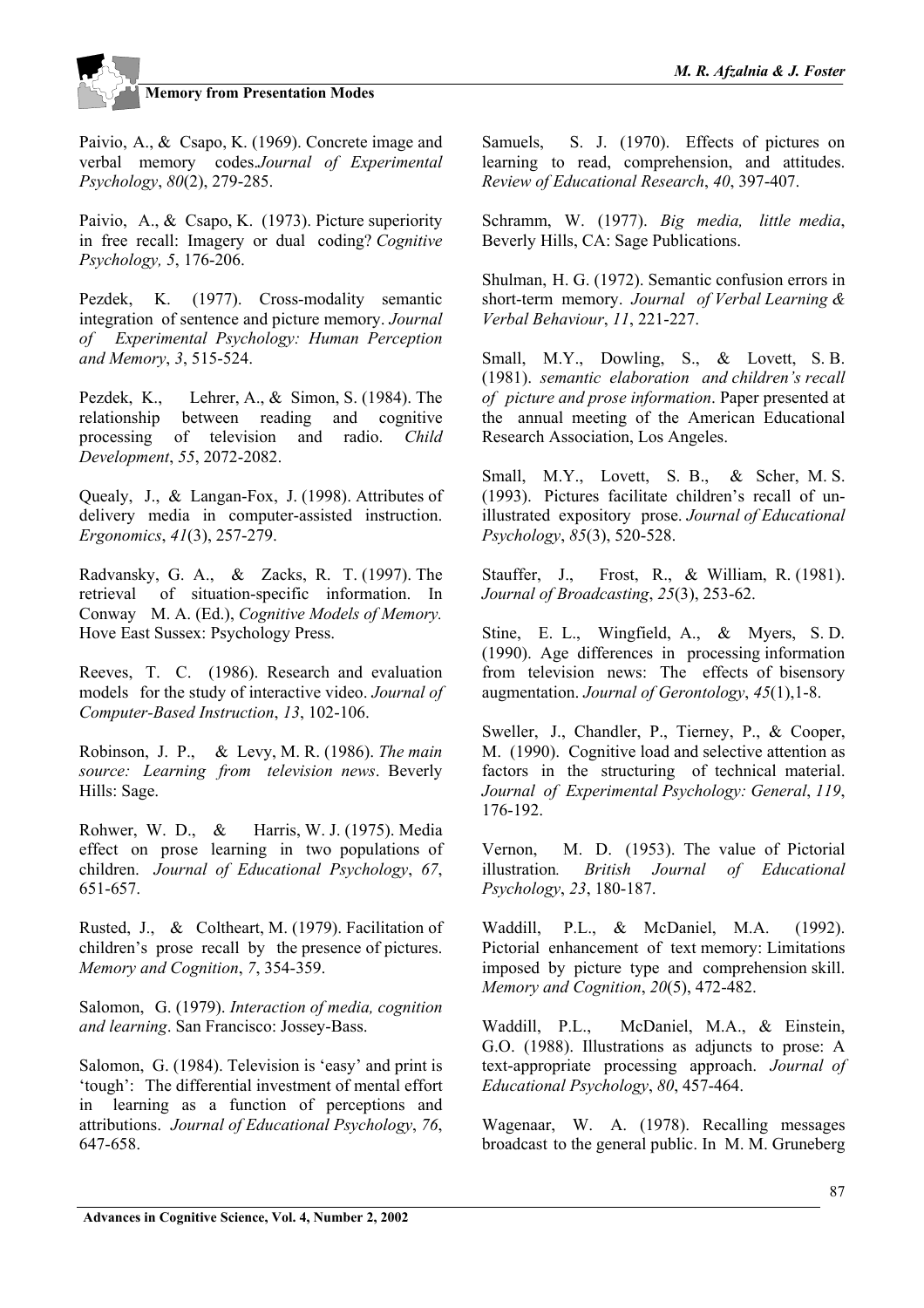Paivio, A., & Csapo, K. (1969). Concrete image and verbal memory codes.*Journal of Experimental Psychology*, *80*(2), 279-285.

Paivio, A., & Csapo, K. (1973). Picture superiority in free recall: Imagery or dual coding? *Cognitive Psychology, 5*, 176-206.

Pezdek, K. (1977). Cross-modality semantic integration of sentence and picture memory. *Journal of Experimental Psychology: Human Perception and Memory*, *3*, 515-524.

Pezdek, K., Lehrer, A., & Simon, S. (1984). The relationship between reading and cognitive processing of television and radio. *Child Development*, *55*, 2072-2082.

Quealy, J., & Langan-Fox, J. (1998). Attributes of delivery media in computer-assisted instruction. *Ergonomics*, *41*(3), 257-279.

Radvansky, G. A., & Zacks, R. T. (1997). The retrieval of situation-specific information. In Conway M. A. (Ed.), *Cognitive Models of Memory.* Hove East Sussex: Psychology Press.

Reeves, T. C. (1986). Research and evaluation models for the study of interactive video. *Journal of Computer-Based Instruction*, *13*, 102-106.

Robinson, J. P., & Levy, M. R. (1986). *The main source: Learning from television news*. Beverly Hills: Sage.

Rohwer, W. D., & Harris, W. J. (1975). Media effect on prose learning in two populations of children. *Journal of Educational Psychology*, *67*, 651-657.

Rusted, J., & Coltheart, M. (1979). Facilitation of children's prose recall by the presence of pictures. *Memory and Cognition*, *7*, 354-359.

Salomon, G. (1979). *Interaction of media, cognition and learning*. San Francisco: Jossey-Bass.

Salomon, G. (1984). Television is 'easy' and print is 'tough': The differential investment of mental effort in learning as a function of perceptions and attributions. *Journal of Educational Psychology*, *76*, 647-658.

Samuels, S. J. (1970). Effects of pictures on learning to read, comprehension, and attitudes. *Review of Educational Research*, *40*, 397-407.

Schramm, W. (1977). *Big media, little media*, Beverly Hills, CA: Sage Publications.

Shulman, H. G. (1972). Semantic confusion errors in short-term memory. *Journal of Verbal Learning & Verbal Behaviour*, *11*, 221-227.

Small, M.Y., Dowling, S., & Lovett, S. B. (1981). *semantic elaboration and children's recall of picture and prose information*. Paper presented at the annual meeting of the American Educational Research Association, Los Angeles.

Small, M.Y., Lovett, S. B., & Scher, M. S. (1993). Pictures facilitate children's recall of un-illustrated expository prose. *Journal of Educational Psychology*, *85*(3), 520-528.

Stauffer, J., Frost, R., & William, R. (1981). *Journal of Broadcasting*, *25*(3), 253-62.

Stine, E. L., Wingfield, A., & Myers, S. D. (1990). Age differences in processing information from television news: The effects of bisensory augmentation. *Journal of Gerontology*, *45*(1),1-8.

Sweller, J., Chandler, P., Tierney, P., & Cooper, M. (1990). Cognitive load and selective attention as factors in the structuring of technical material. *Journal of Experimental Psychology: General*, *119*, 176-192.

Vernon, M. D. (1953). The value of Pictorial illustration*. British Journal of Educational Psychology*, *23*, 180-187.

Waddill, P.L., & McDaniel, M.A. (1992). Pictorial enhancement of text memory: Limitations imposed by picture type and comprehension skill. *Memory and Cognition*, *20*(5), 472-482.

Waddill, P.L., McDaniel, M.A., & Einstein, G.O. (1988). Illustrations as adjuncts to prose: A text-appropriate processing approach. *Journal of Educational Psychology*, *80*, 457-464.

Wagenaar, W. A. (1978). Recalling messages broadcast to the general public. In M. M. Gruneberg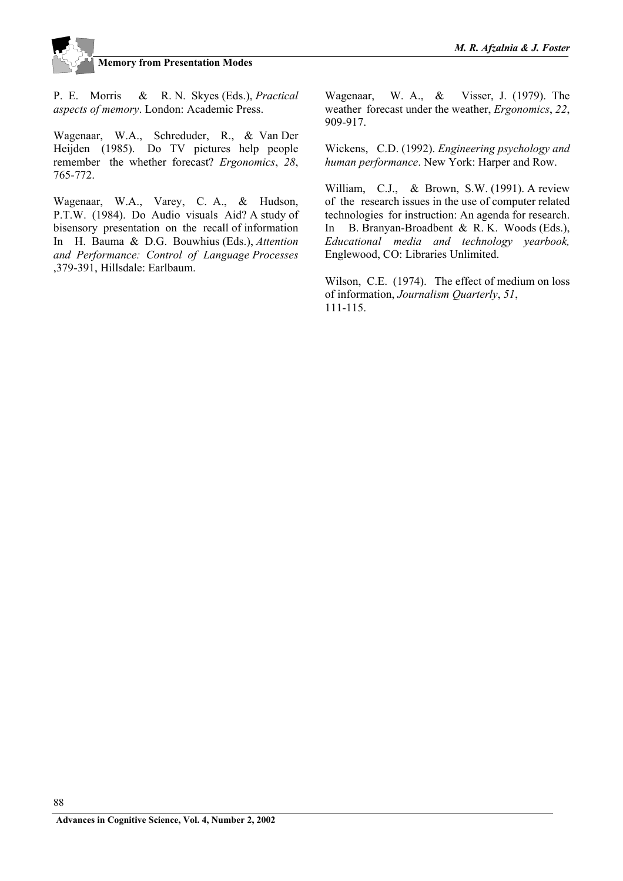P. E. Morris & R. N. Skyes (Eds.), *Practical aspects of memory*. London: Academic Press.

Wagenaar, W.A., Schreduder, R., & Van Der Heijden (1985). Do TV pictures help people remember the whether forecast? *Ergonomics*, *28*, 765-772.

Wagenaar, W.A., Varey, C. A., & Hudson, P.T.W. (1984). Do Audio visuals Aid? A study of bisensory presentation on the recall of information In H. Bauma & D.G. Bouwhius (Eds.), *Attention and Performance: Control of Language Processes* ,379-391, Hillsdale: Earlbaum.

Wagenaar, W. A., & Visser, J. (1979). The weather forecast under the weather, *Ergonomics*, *22*, 909-917.

Wickens, C.D. (1992). *Engineering psychology and human performance*. New York: Harper and Row.

William, C.J., & Brown, S.W. (1991). A review of the research issues in the use of computer related technologies for instruction: An agenda for research. In B. Branyan-Broadbent & R. K. Woods (Eds.), *Educational media and technology yearbook,* Englewood, CO: Libraries Unlimited.

Wilson, C.E. (1974). The effect of medium on loss of information, *Journalism Quarterly*, *51*, 111-115.